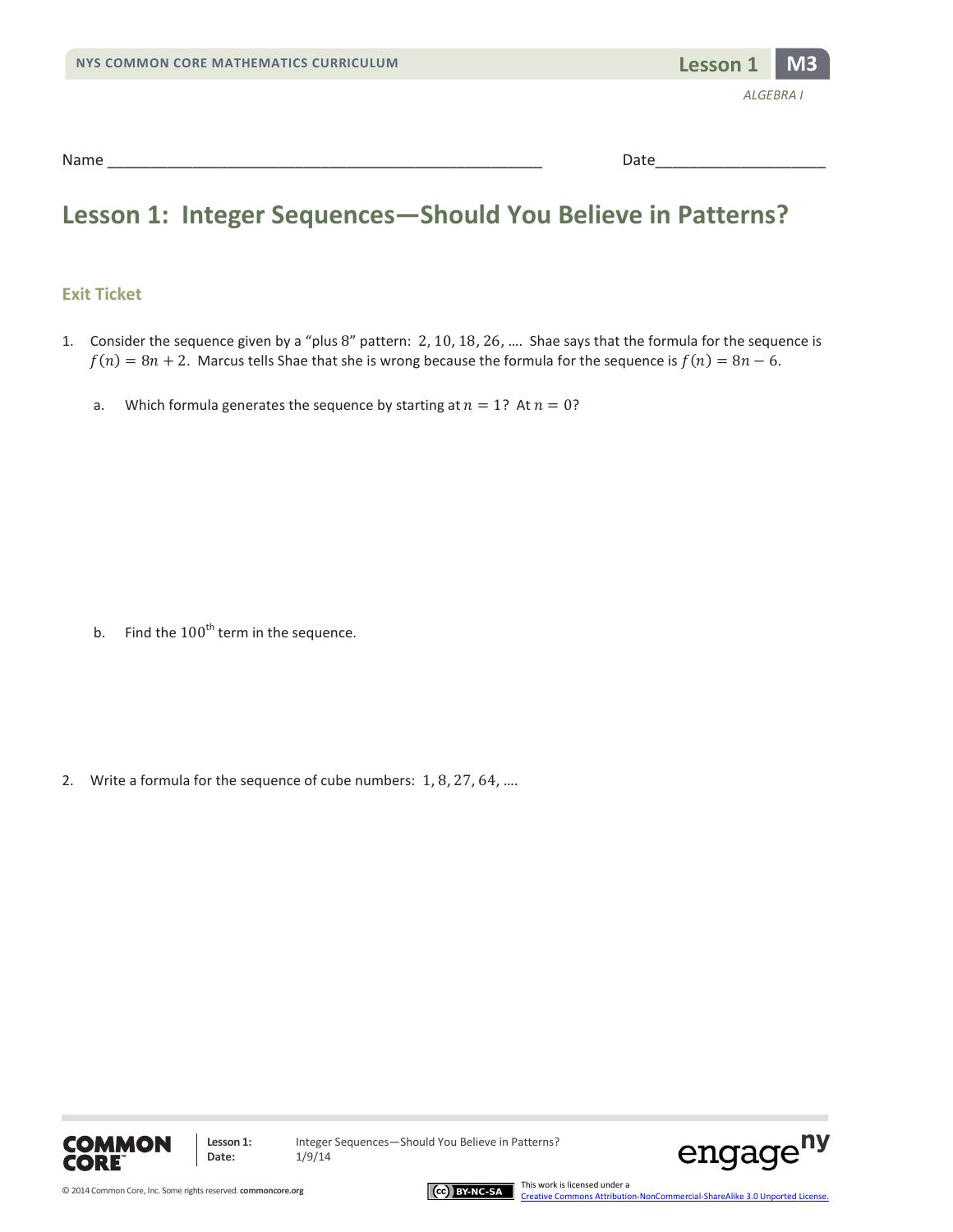Name ___________________________________________________ Date____________________

# Lesson 1: Integer Sequences—Should You Believe in Patterns?

## Exit Ticket

1. Consider the sequence given by a "plus $8$" pattern: $2, 10, 18, 26, \ldots$. Shae says that the formula for the sequence is $f(n) = 8n + 2$. Marcus tells Shae that she is wrong because the formula for the sequence is $f(n) = 8n - 6$.

   a. Which formula generates the sequence by starting at $n = 1$? At $n = 0$?

   b. Find the $100^{\text{th}}$ term in the sequence.

2. Write a formula for the sequence of cube numbers: $1, 8, 27, 64, \ldots$.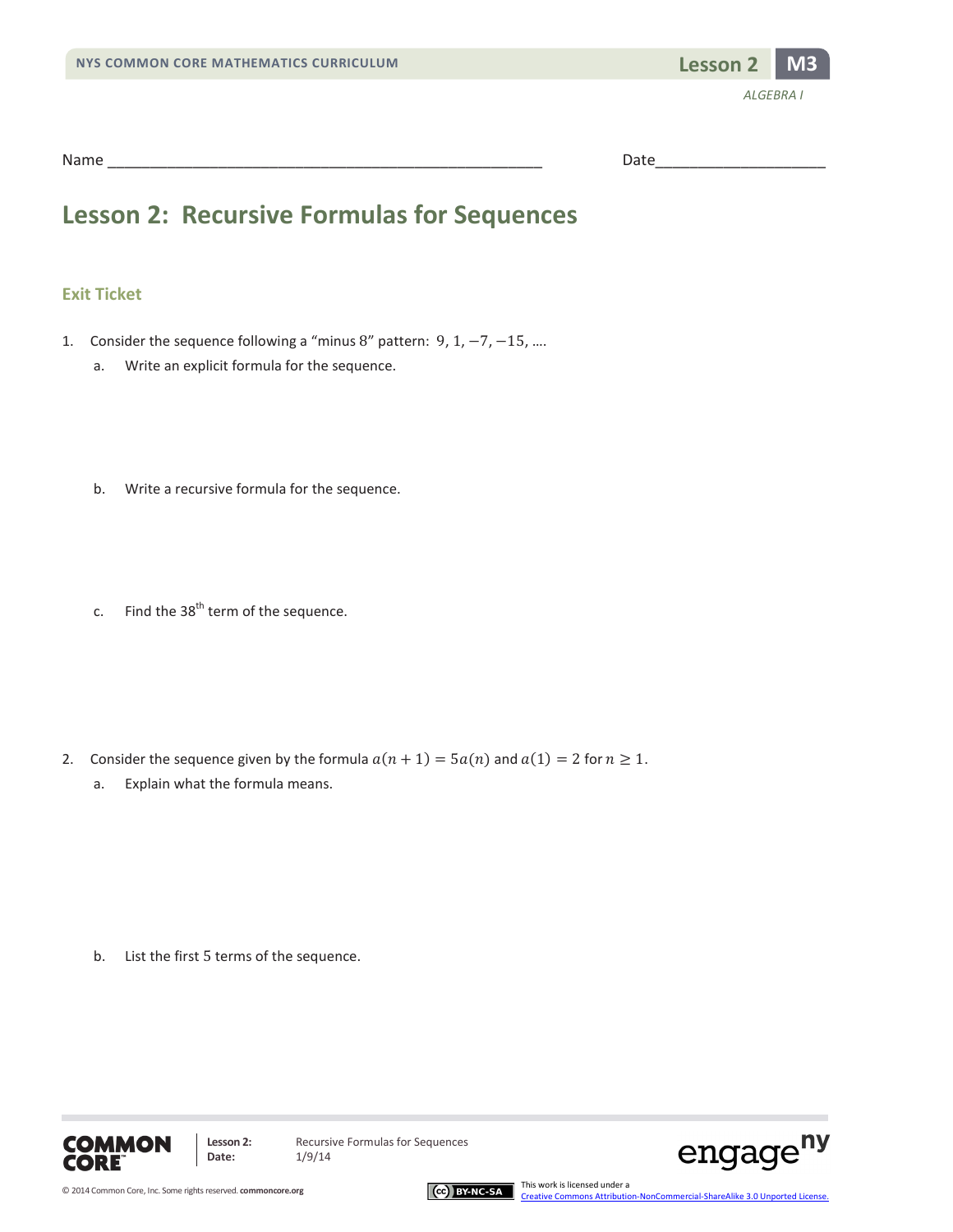Name ___________________________________________________ Date____________________

# Lesson 2: Recursive Formulas for Sequences

## Exit Ticket

1. Consider the sequence following a "minus $8$" pattern: $9, 1, -7, -15, \ldots$.

   a. Write an explicit formula for the sequence.

   b. Write a recursive formula for the sequence.

   c. Find the 38th term of the sequence.

2. Consider the sequence given by the formula $a(n+1) = 5a(n)$ and $a(1) = 2$ for $n \geq 1$.

   a. Explain what the formula means.

   b. List the first $5$ terms of the sequence.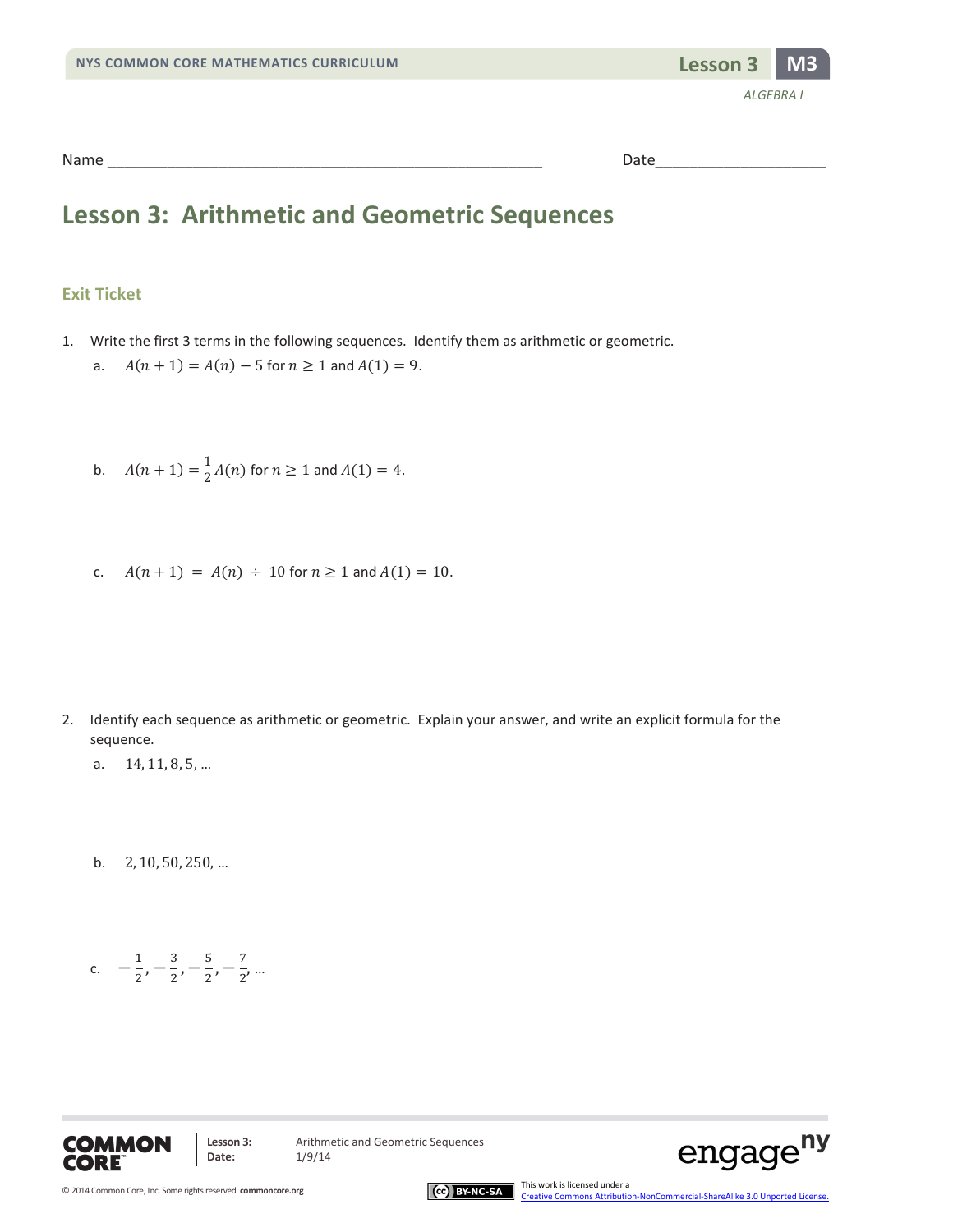Name ________________________________________________ Date____________________

# Lesson 3: Arithmetic and Geometric Sequences

## Exit Ticket

1. Write the first 3 terms in the following sequences. Identify them as arithmetic or geometric.

   a. $A(n+1) = A(n) - 5$ for $n \geq 1$ and $A(1) = 9$.

   b. $A(n+1) = \frac{1}{2}A(n)$ for $n \geq 1$ and $A(1) = 4$.

   c. $A(n+1) = A(n) \div 10$ for $n \geq 1$ and $A(1) = 10$.

2. Identify each sequence as arithmetic or geometric. Explain your answer, and write an explicit formula for the sequence.

   a. $14, 11, 8, 5, \ldots$

   b. $2, 10, 50, 250, \ldots$

   c. $-\frac{1}{2}, -\frac{3}{2}, -\frac{5}{2}, -\frac{7}{2}, \ldots$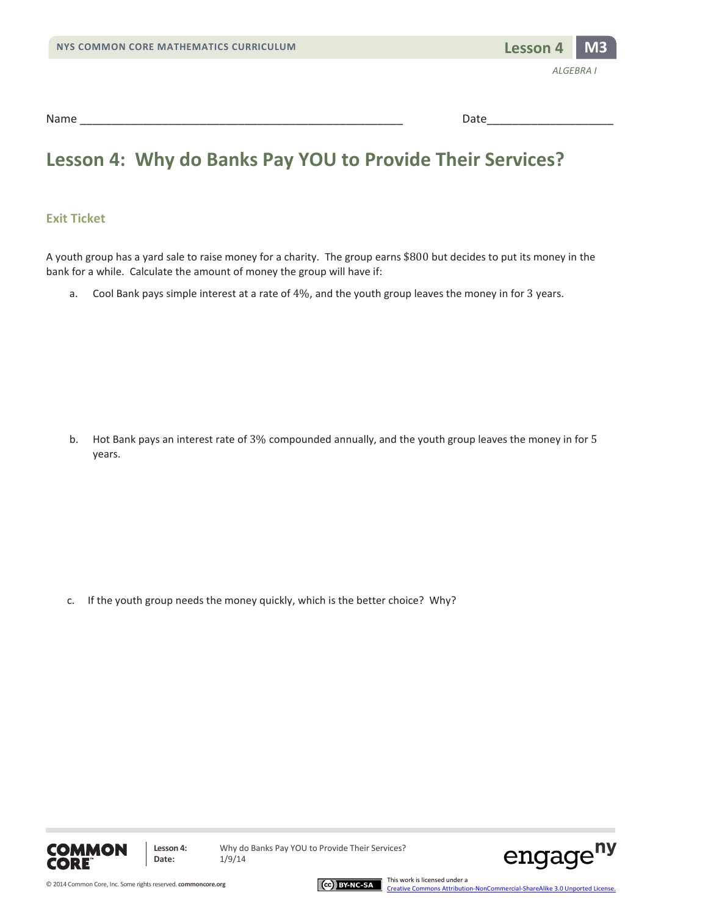Name ___________________________________________________ Date____________________

# Lesson 4: Why do Banks Pay YOU to Provide Their Services?

## Exit Ticket

A youth group has a yard sale to raise money for a charity. The group earns $\$800$ but decides to put its money in the bank for a while. Calculate the amount of money the group will have if:

a. Cool Bank pays simple interest at a rate of $4\%$, and the youth group leaves the money in for $3$ years.

b. Hot Bank pays an interest rate of $3\%$ compounded annually, and the youth group leaves the money in for $5$ years.

c. If the youth group needs the money quickly, which is the better choice? Why?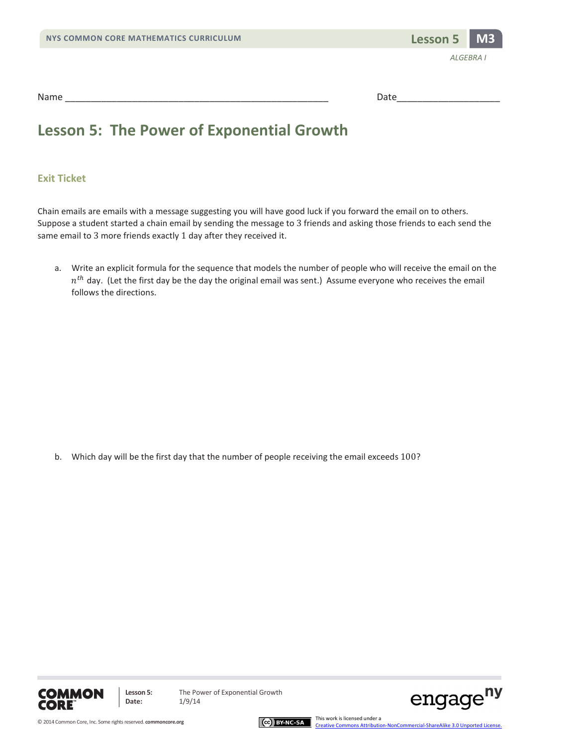Name ___________________________________________________ Date____________________

# Lesson 5: The Power of Exponential Growth

## Exit Ticket

Chain emails are emails with a message suggesting you will have good luck if you forward the email on to others. Suppose a student started a chain email by sending the message to $3$ friends and asking those friends to each send the same email to $3$ more friends exactly $1$ day after they received it.

a. Write an explicit formula for the sequence that models the number of people who will receive the email on the $n^{th}$ day. (Let the first day be the day the original email was sent.) Assume everyone who receives the email follows the directions.

b. Which day will be the first day that the number of people receiving the email exceeds $100$?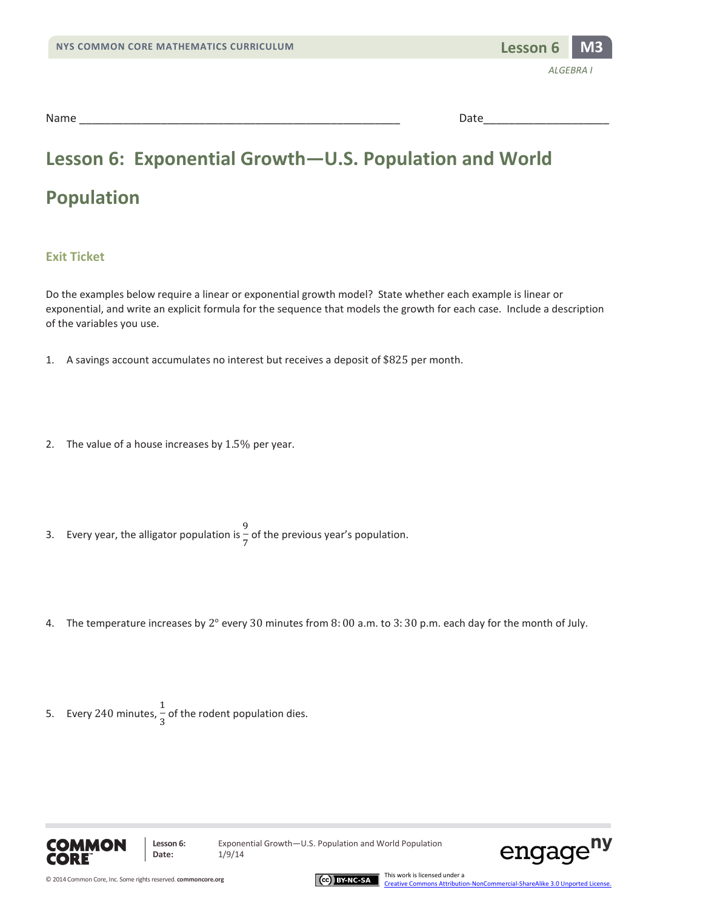Name ___________________________________________ Date_________________

# Lesson 6: Exponential Growth—U.S. Population and World Population

## Exit Ticket

Do the examples below require a linear or exponential growth model? State whether each example is linear or exponential, and write an explicit formula for the sequence that models the growth for each case. Include a description of the variables you use.

1. A savings account accumulates no interest but receives a deposit of $\$825$ per month.

2. The value of a house increases by $1.5\%$ per year.

3. Every year, the alligator population is $\frac{9}{7}$ of the previous year's population.

4. The temperature increases by $2^{\circ}$ every $30$ minutes from $8:00$ a.m. to $3:30$ p.m. each day for the month of July.

5. Every $240$ minutes, $\frac{1}{3}$ of the rodent population dies.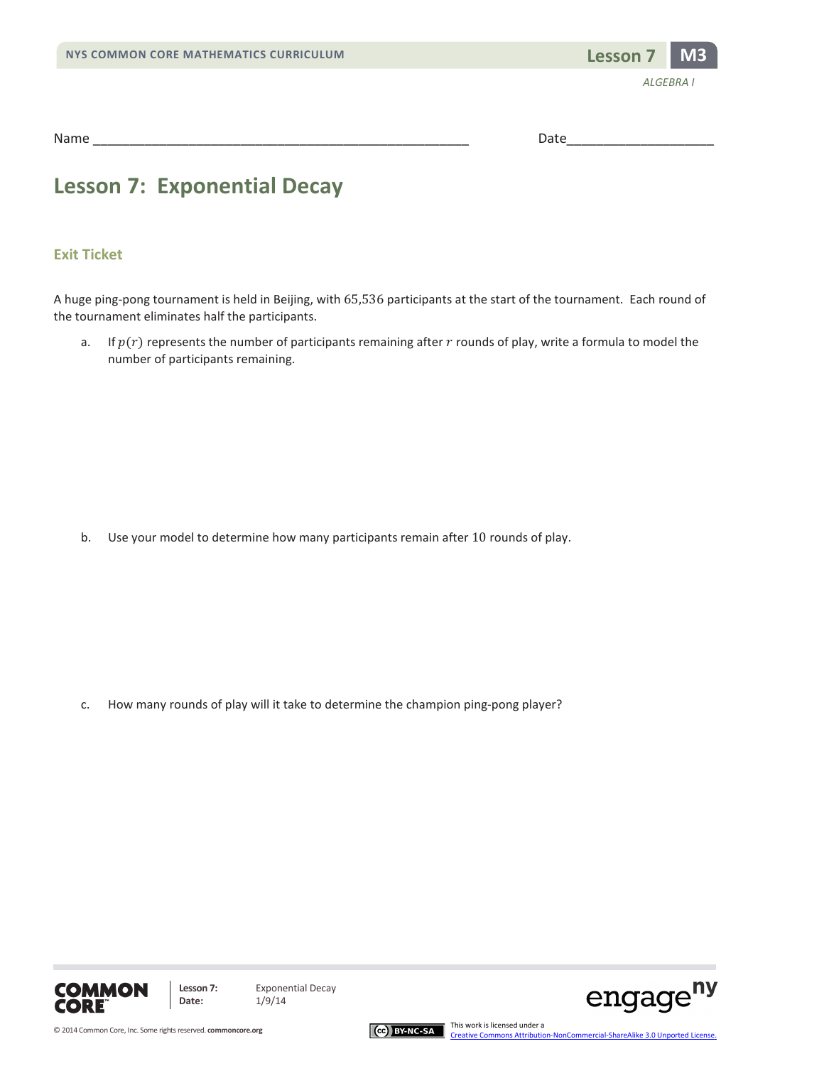Name ___________________________________________________ Date____________________

# Lesson 7: Exponential Decay

## Exit Ticket

A huge ping-pong tournament is held in Beijing, with $65{,}536$ participants at the start of the tournament. Each round of the tournament eliminates half the participants.

a. If $p(r)$ represents the number of participants remaining after $r$ rounds of play, write a formula to model the number of participants remaining.

b. Use your model to determine how many participants remain after $10$ rounds of play.

c. How many rounds of play will it take to determine the champion ping-pong player?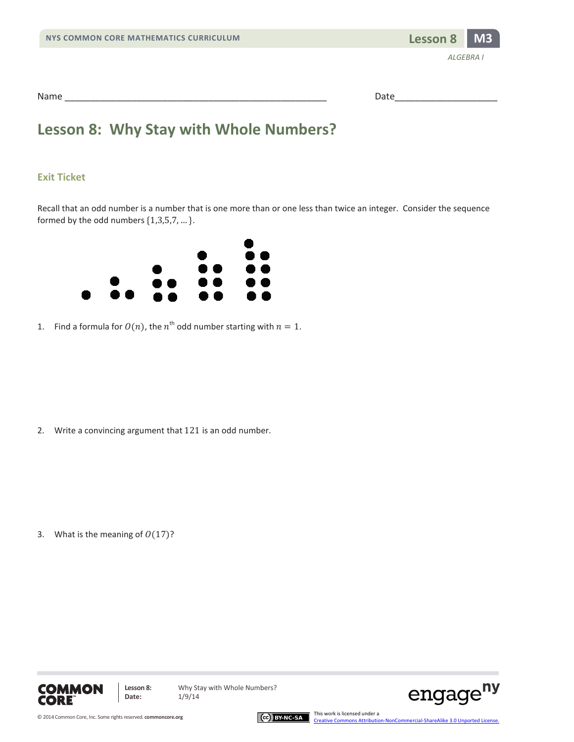Name ___________________________________________________ Date____________________

# Lesson 8: Why Stay with Whole Numbers?

## Exit Ticket

Recall that an odd number is a number that is one more than or one less than twice an integer. Consider the sequence formed by the odd numbers $\{1, 3, 5, 7, \ldots\}$.

1. Find a formula for $O(n)$, the $n^{\text{th}}$ odd number starting with $n = 1$.

2. Write a convincing argument that $121$ is an odd number.

3. What is the meaning of $O(17)$?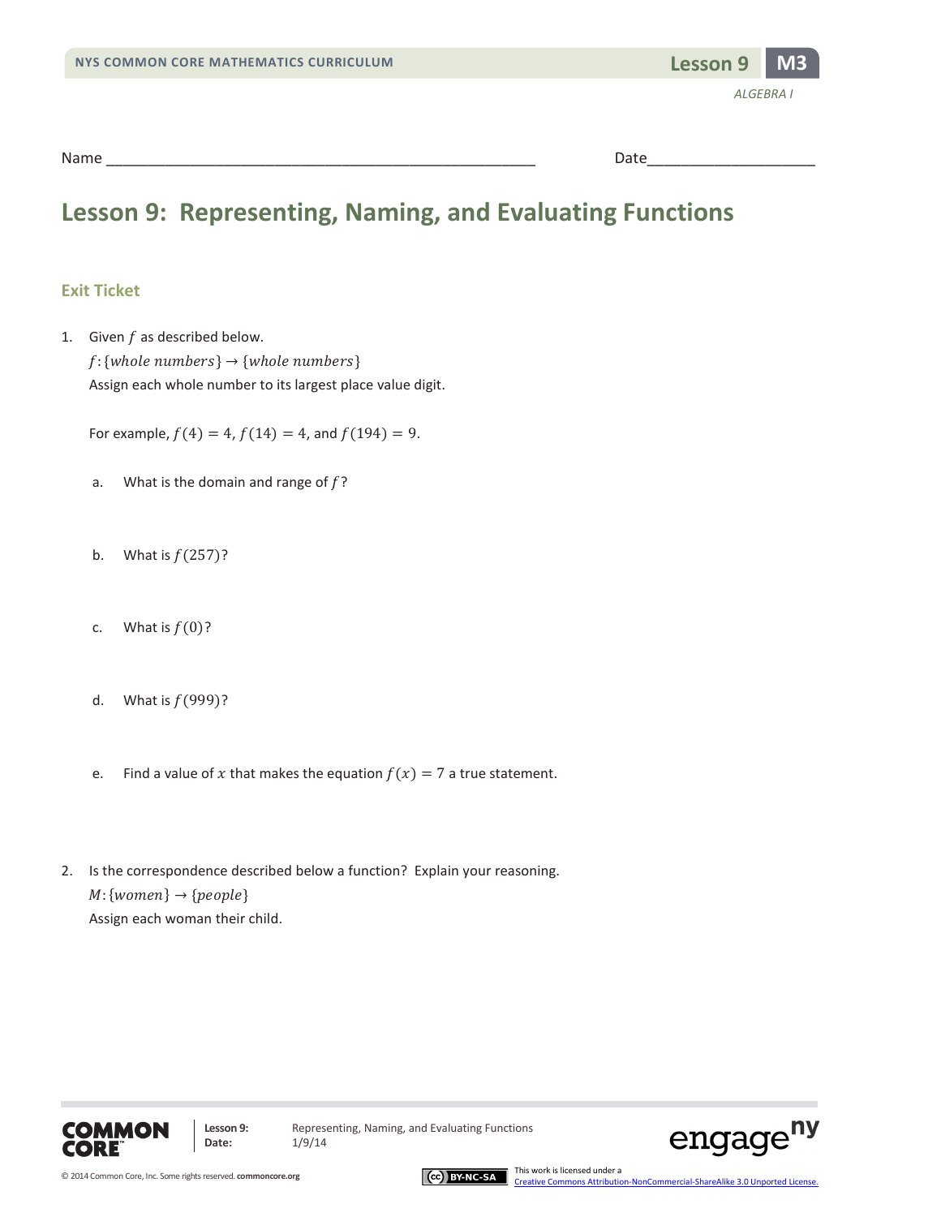Name ___________________________________________________ Date____________________

# Lesson 9: Representing, Naming, and Evaluating Functions

## Exit Ticket

1. Given $f$ as described below.
   $f\colon \{whole\ numbers\} \rightarrow \{whole\ numbers\}$
   Assign each whole number to its largest place value digit.

   For example, $f(4) = 4$, $f(14) = 4$, and $f(194) = 9$.

   a. What is the domain and range of $f$?

   b. What is $f(257)$?

   c. What is $f(0)$?

   d. What is $f(999)$?

   e. Find a value of $x$ that makes the equation $f(x) = 7$ a true statement.

2. Is the correspondence described below a function? Explain your reasoning.
   $M\colon \{women\} \rightarrow \{people\}$
   Assign each woman their child.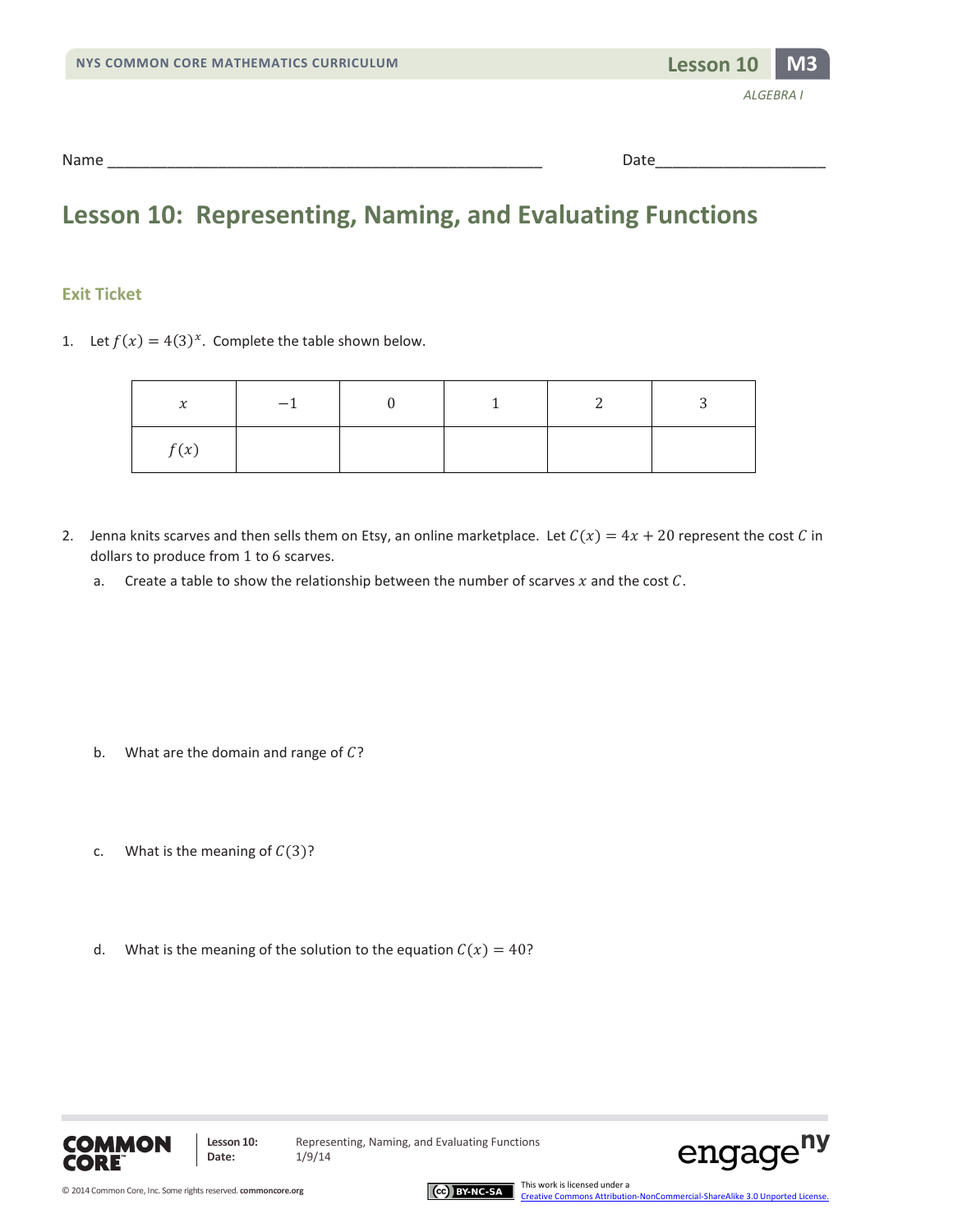Name ___________________________________________________ Date____________________

# Lesson 10: Representing, Naming, and Evaluating Functions

## Exit Ticket

1. Let $f(x) = 4(3)^x$. Complete the table shown below.

| $x$ | $-1$ | $0$ | $1$ | $2$ | $3$ |
|---|---|---|---|---|---|
| $f(x)$ | | | | | |

2. Jenna knits scarves and then sells them on Etsy, an online marketplace. Let $C(x) = 4x + 20$ represent the cost $C$ in dollars to produce from 1 to 6 scarves.

   a. Create a table to show the relationship between the number of scarves $x$ and the cost $C$.

   b. What are the domain and range of $C$?

   c. What is the meaning of $C(3)$?

   d. What is the meaning of the solution to the equation $C(x) = 40$?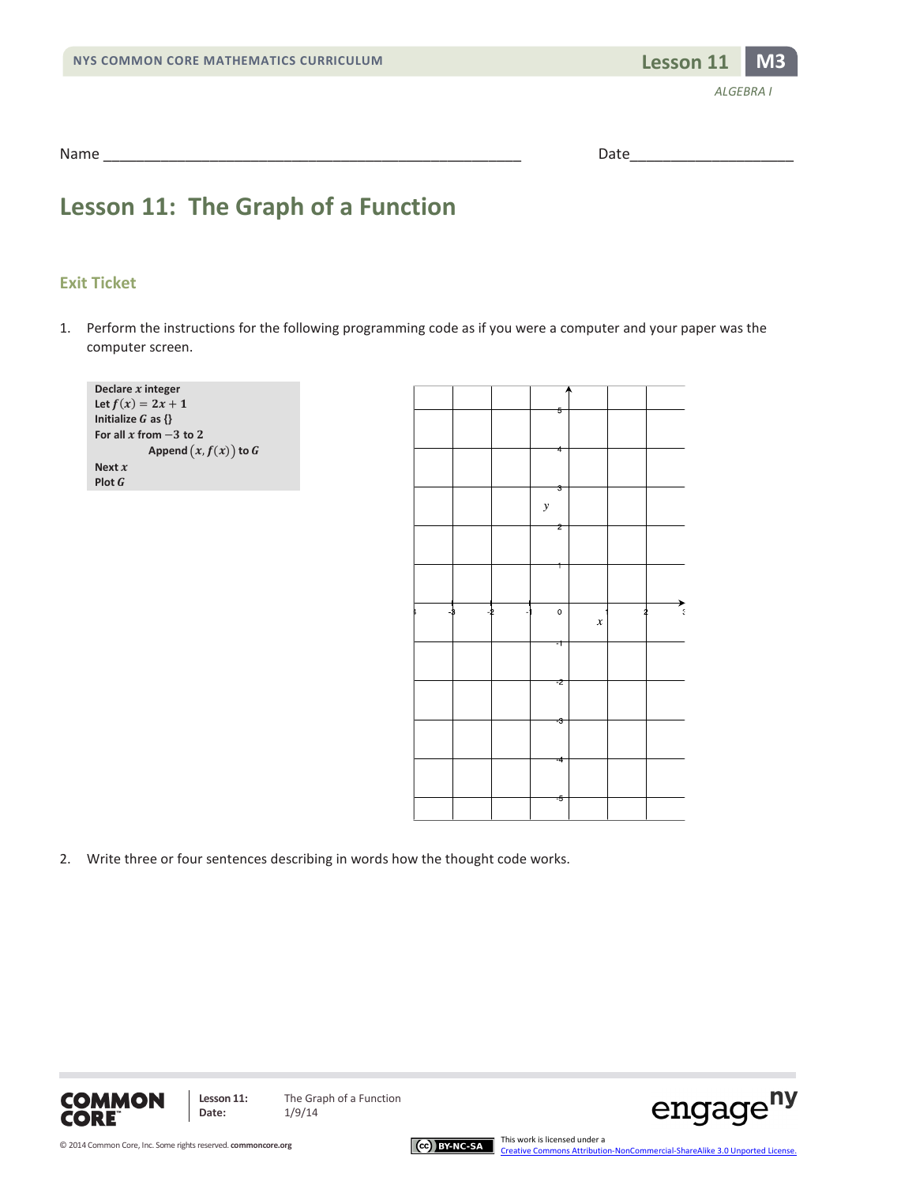Name ___________________________________________________ Date____________________

# Lesson 11: The Graph of a Function

## Exit Ticket

1. Perform the instructions for the following programming code as if you were a computer and your paper was the computer screen.

```
Declare x integer
Let f(x) = 2x + 1
Initialize G as {}
For all x from −3 to 2
        Append (x, f(x)) to G
Next x
Plot G
```

2. Write three or four sentences describing in words how the thought code works.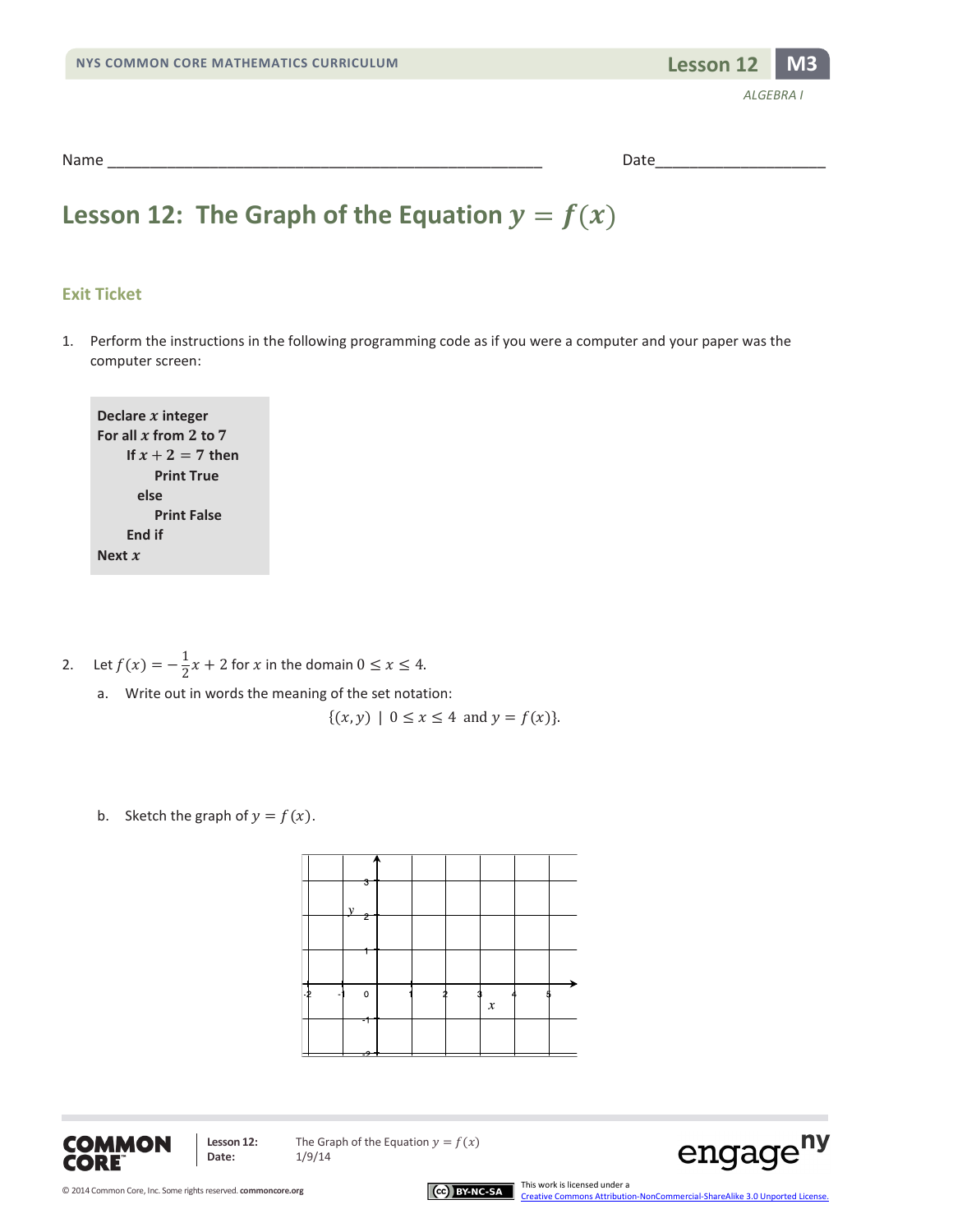Name ________________________________________________ Date____________________

# Lesson 12: The Graph of the Equation $y = f(x)$

## Exit Ticket

1. Perform the instructions in the following programming code as if you were a computer and your paper was the computer screen:

```
Declare x integer
For all x from 2 to 7
     If x + 2 = 7 then
          Print True
       else
          Print False
     End if
Next x
```

2. Let $f(x) = -\frac{1}{2}x + 2$ for $x$ in the domain $0 \leq x \leq 4$.

   a. Write out in words the meaning of the set notation:

$$\{(x, y) \mid 0 \leq x \leq 4 \text{ and } y = f(x)\}.$$

   b. Sketch the graph of $y = f(x)$.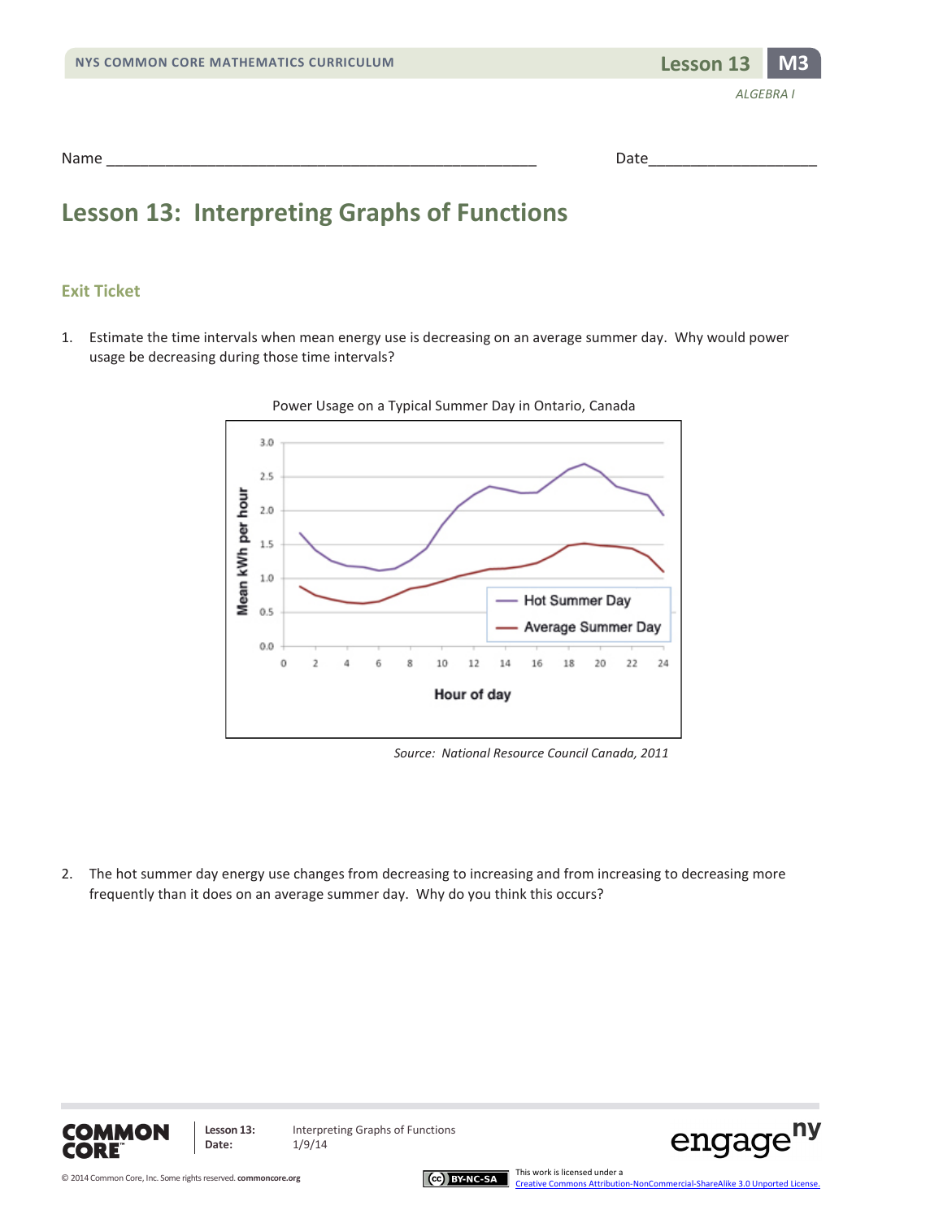Name ___________________________________________________ Date____________________

# Lesson 13: Interpreting Graphs of Functions

## Exit Ticket

1. Estimate the time intervals when mean energy use is decreasing on an average summer day. Why would power usage be decreasing during those time intervals?

Power Usage on a Typical Summer Day in Ontario, Canada

*Source: National Resource Council Canada, 2011*

2. The hot summer day energy use changes from decreasing to increasing and from increasing to decreasing more frequently than it does on an average summer day. Why do you think this occurs?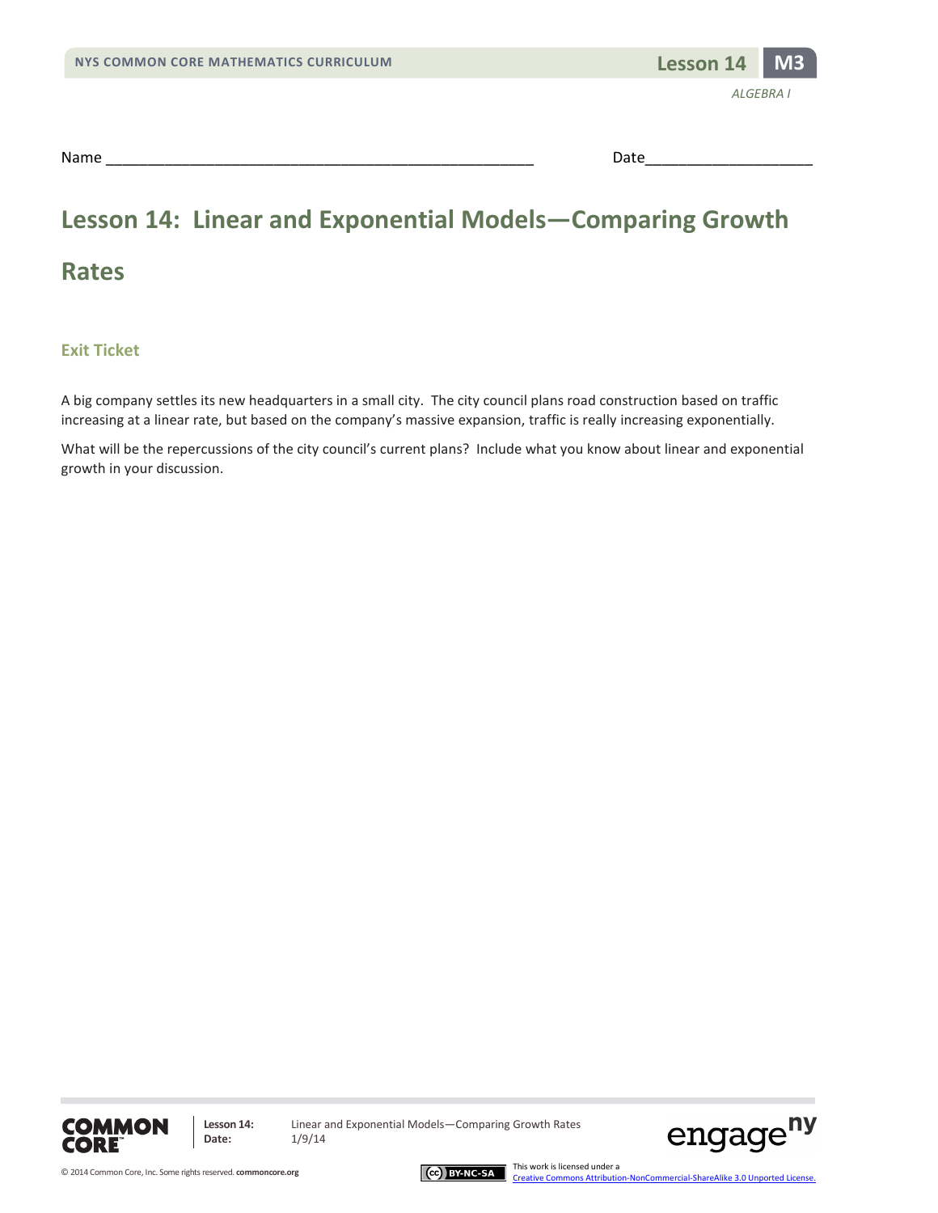Name ___________________________________________________ Date____________________

# Lesson 14: Linear and Exponential Models—Comparing Growth Rates

## Exit Ticket

A big company settles its new headquarters in a small city. The city council plans road construction based on traffic increasing at a linear rate, but based on the company's massive expansion, traffic is really increasing exponentially.

What will be the repercussions of the city council's current plans? Include what you know about linear and exponential growth in your discussion.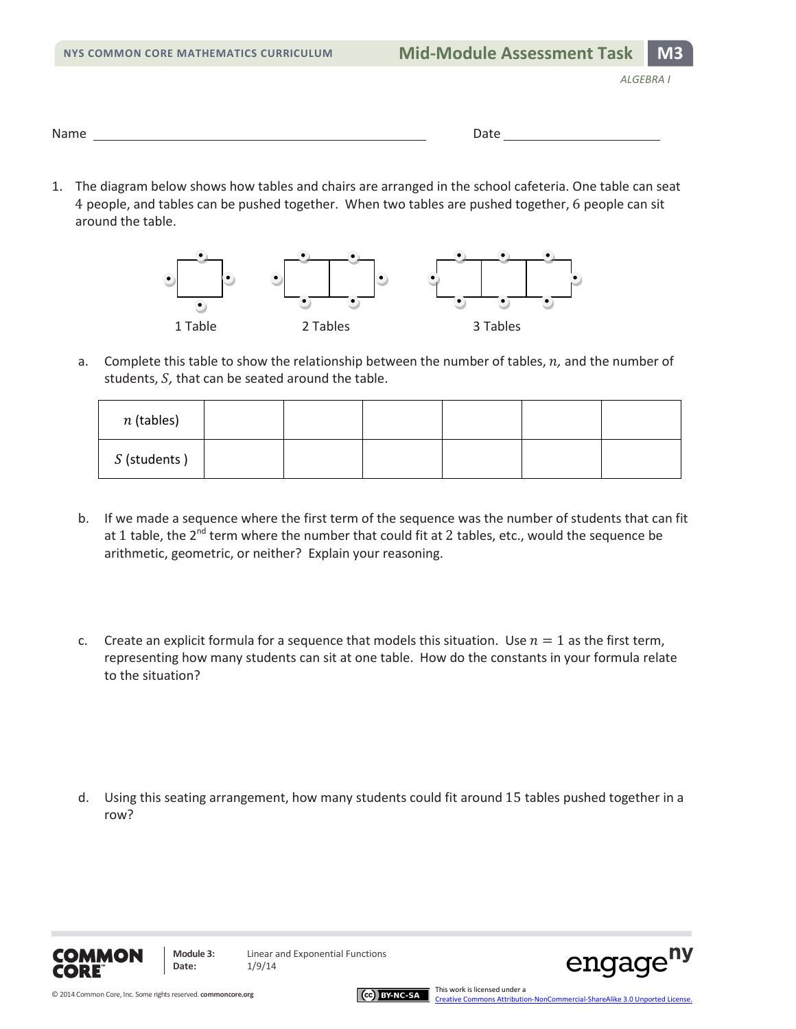Name ______________________________ Date ______________

1. The diagram below shows how tables and chairs are arranged in the school cafeteria. One table can seat 4 people, and tables can be pushed together. When two tables are pushed together, 6 people can sit around the table.

1 Table     2 Tables     3 Tables

   a. Complete this table to show the relationship between the number of tables, $n$, and the number of students, $S$, that can be seated around the table.

| $n$ (tables) | | | | | | |
|---|---|---|---|---|---|---|
| $S$ (students ) | | | | | | |

   b. If we made a sequence where the first term of the sequence was the number of students that can fit at 1 table, the 2nd term where the number that could fit at 2 tables, etc., would the sequence be arithmetic, geometric, or neither? Explain your reasoning.

   c. Create an explicit formula for a sequence that models this situation. Use $n = 1$ as the first term, representing how many students can sit at one table. How do the constants in your formula relate to the situation?

   d. Using this seating arrangement, how many students could fit around 15 tables pushed together in a row?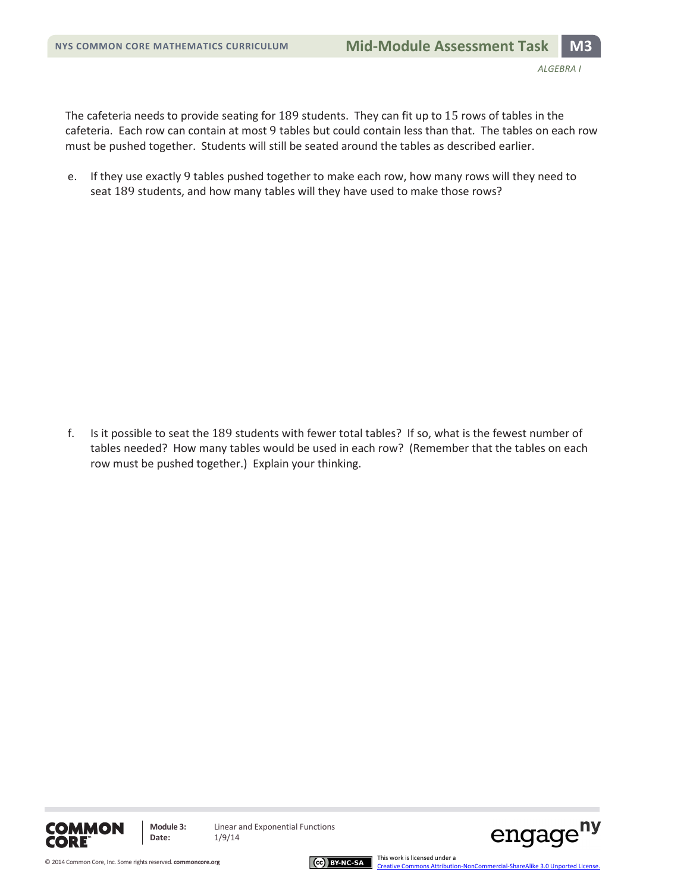The cafeteria needs to provide seating for 189 students. They can fit up to 15 rows of tables in the cafeteria. Each row can contain at most 9 tables but could contain less than that. The tables on each row must be pushed together. Students will still be seated around the tables as described earlier.

e. If they use exactly 9 tables pushed together to make each row, how many rows will they need to seat 189 students, and how many tables will they have used to make those rows?

f. Is it possible to seat the 189 students with fewer total tables? If so, what is the fewest number of tables needed? How many tables would be used in each row? (Remember that the tables on each row must be pushed together.) Explain your thinking.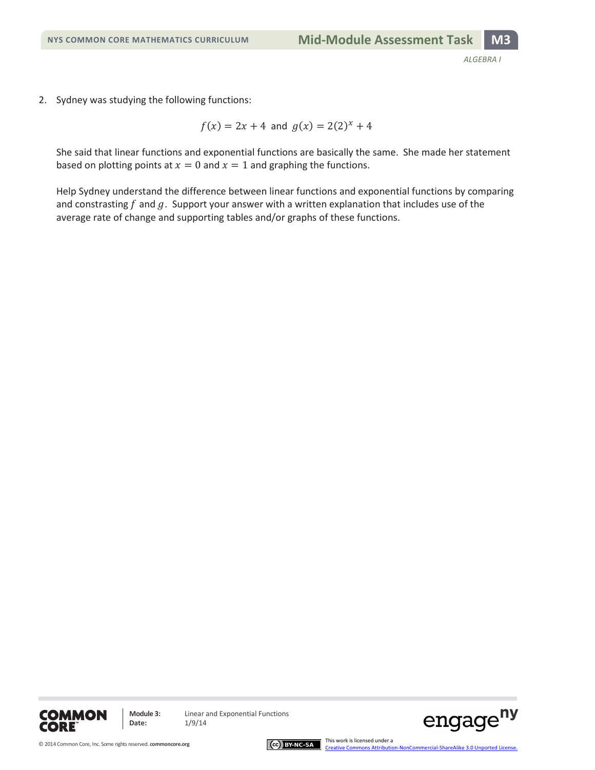2. Sydney was studying the following functions:

$$f(x) = 2x + 4 \text{ and } g(x) = 2(2)^x + 4$$

She said that linear functions and exponential functions are basically the same. She made her statement based on plotting points at $x = 0$ and $x = 1$ and graphing the functions.

Help Sydney understand the difference between linear functions and exponential functions by comparing and constrasting $f$ and $g$. Support your answer with a written explanation that includes use of the average rate of change and supporting tables and/or graphs of these functions.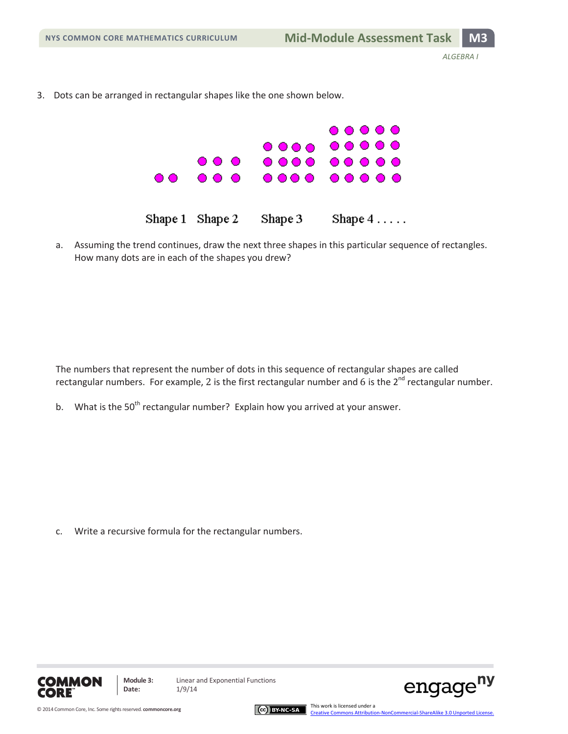3. Dots can be arranged in rectangular shapes like the one shown below.

Shape 1 Shape 2 Shape 3 Shape 4 . . . . .

a. Assuming the trend continues, draw the next three shapes in this particular sequence of rectangles. How many dots are in each of the shapes you drew?

The numbers that represent the number of dots in this sequence of rectangular shapes are called rectangular numbers. For example, 2 is the first rectangular number and 6 is the $2^{nd}$ rectangular number.

b. What is the $50^{th}$ rectangular number? Explain how you arrived at your answer.

c. Write a recursive formula for the rectangular numbers.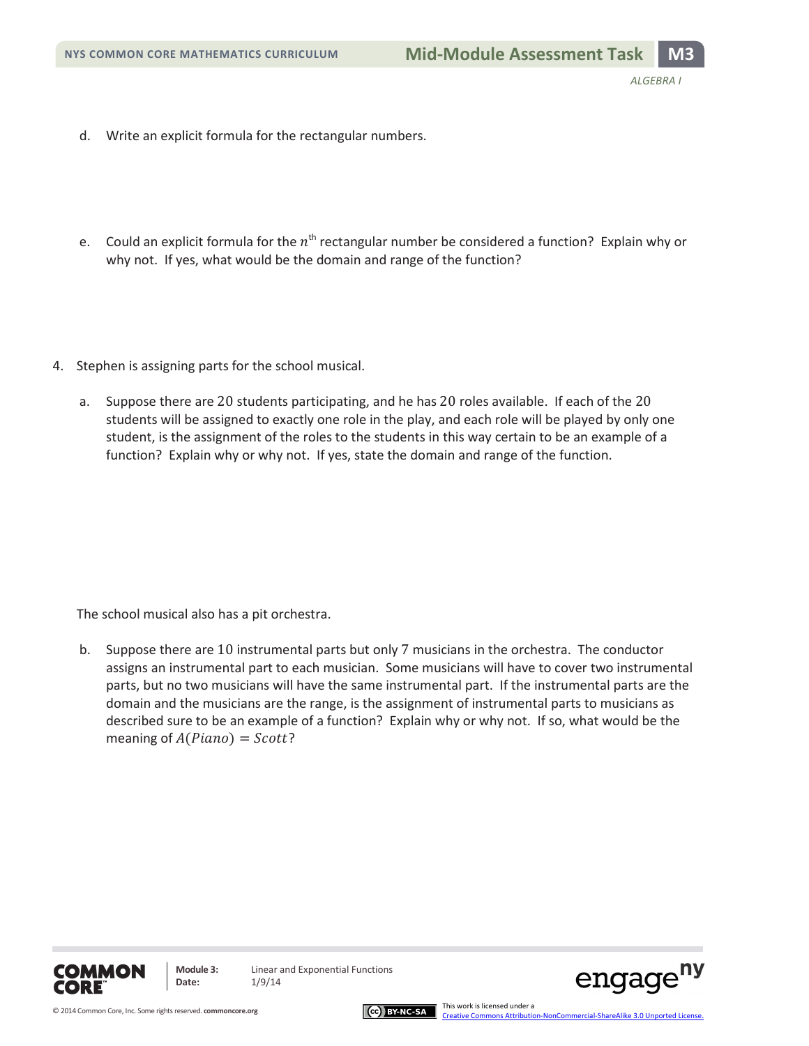d. Write an explicit formula for the rectangular numbers.

e. Could an explicit formula for the $n^{\text{th}}$ rectangular number be considered a function? Explain why or why not. If yes, what would be the domain and range of the function?

4. Stephen is assigning parts for the school musical.

a. Suppose there are 20 students participating, and he has 20 roles available. If each of the 20 students will be assigned to exactly one role in the play, and each role will be played by only one student, is the assignment of the roles to the students in this way certain to be an example of a function? Explain why or why not. If yes, state the domain and range of the function.

The school musical also has a pit orchestra.

b. Suppose there are 10 instrumental parts but only 7 musicians in the orchestra. The conductor assigns an instrumental part to each musician. Some musicians will have to cover two instrumental parts, but no two musicians will have the same instrumental part. If the instrumental parts are the domain and the musicians are the range, is the assignment of instrumental parts to musicians as described sure to be an example of a function? Explain why or why not. If so, what would be the meaning of $A(Piano) = Scott$?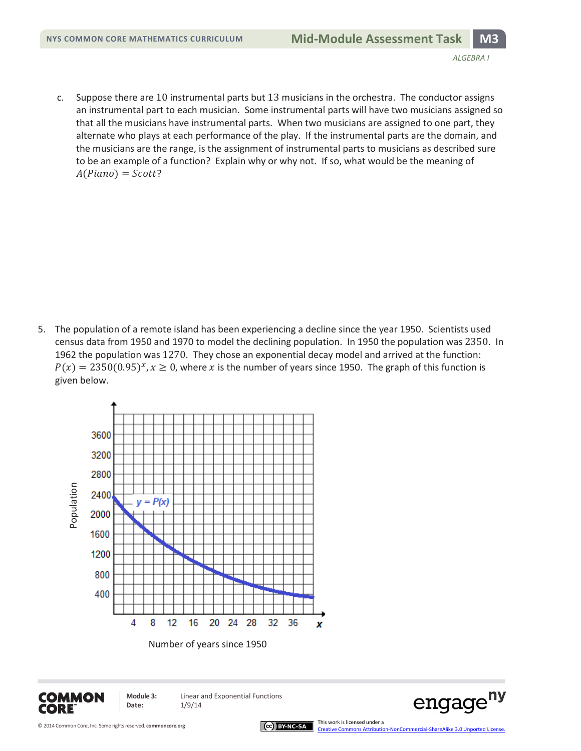c. Suppose there are 10 instrumental parts but 13 musicians in the orchestra. The conductor assigns an instrumental part to each musician. Some instrumental parts will have two musicians assigned so that all the musicians have instrumental parts. When two musicians are assigned to one part, they alternate who plays at each performance of the play. If the instrumental parts are the domain, and the musicians are the range, is the assignment of instrumental parts to musicians as described sure to be an example of a function? Explain why or why not. If so, what would be the meaning of $A(Piano) = Scott$?

5. The population of a remote island has been experiencing a decline since the year 1950. Scientists used census data from 1950 and 1970 to model the declining population. In 1950 the population was 2350. In 1962 the population was 1270. They chose an exponential decay model and arrived at the function: $P(x) = 2350(0.95)^x, x \geq 0$, where $x$ is the number of years since 1950. The graph of this function is given below.

Population

$y = P(x)$

Number of years since 1950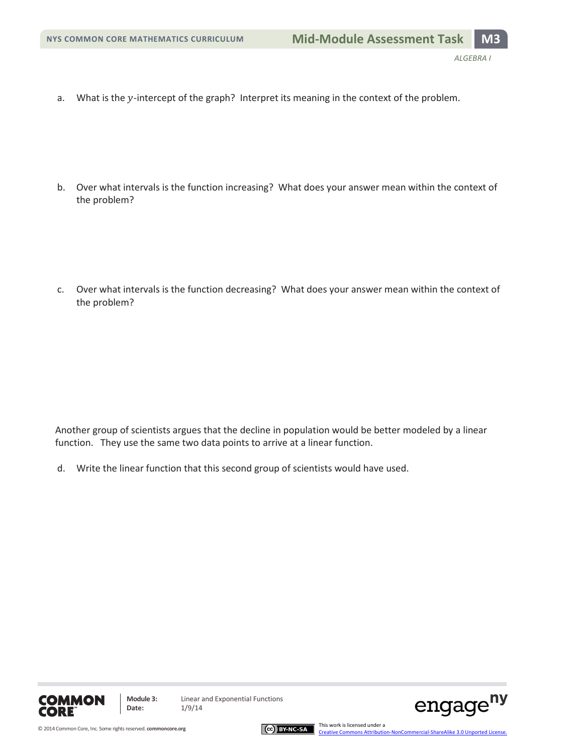a. What is the $y$-intercept of the graph? Interpret its meaning in the context of the problem.

b. Over what intervals is the function increasing? What does your answer mean within the context of the problem?

c. Over what intervals is the function decreasing? What does your answer mean within the context of the problem?

Another group of scientists argues that the decline in population would be better modeled by a linear function. They use the same two data points to arrive at a linear function.

d. Write the linear function that this second group of scientists would have used.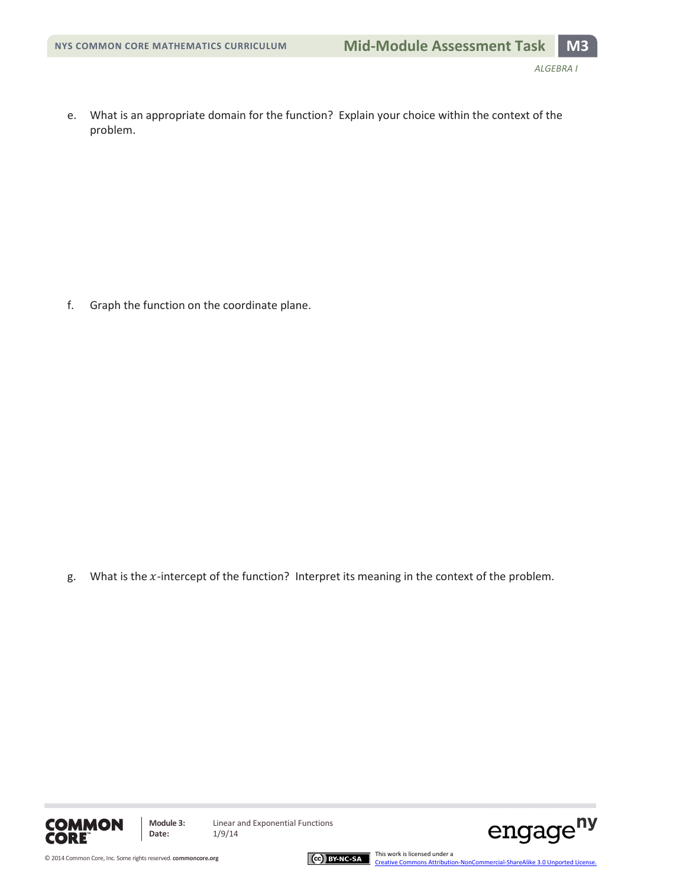e. What is an appropriate domain for the function? Explain your choice within the context of the problem.

f. Graph the function on the coordinate plane.

g. What is the $x$-intercept of the function? Interpret its meaning in the context of the problem.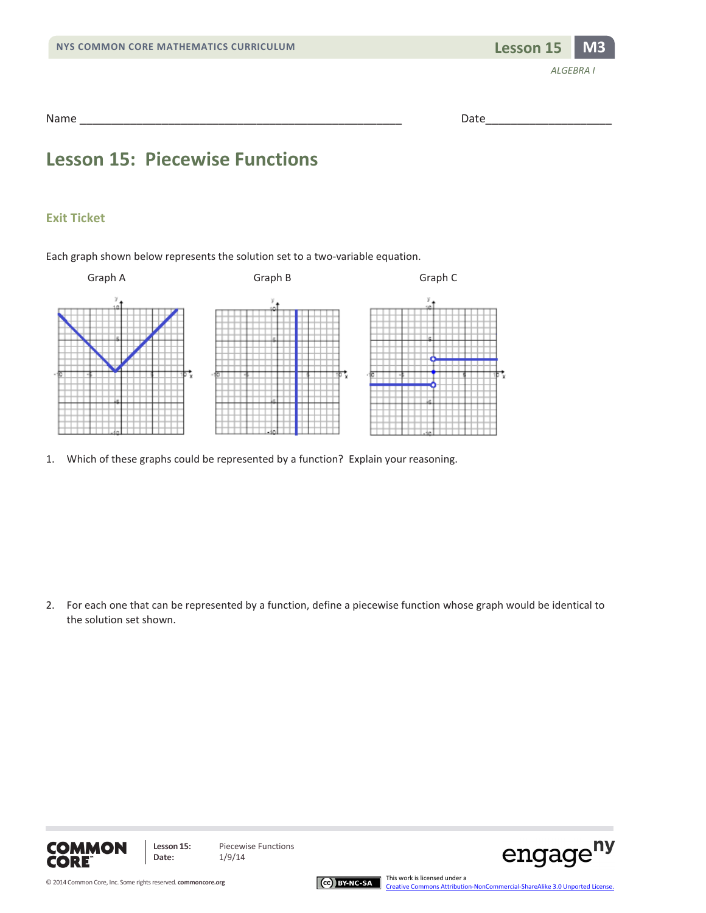Name ___________________________________________________ Date____________________

# Lesson 15: Piecewise Functions

## Exit Ticket

Each graph shown below represents the solution set to a two-variable equation.

Graph A Graph B Graph C

1. Which of these graphs could be represented by a function? Explain your reasoning.

2. For each one that can be represented by a function, define a piecewise function whose graph would be identical to the solution set shown.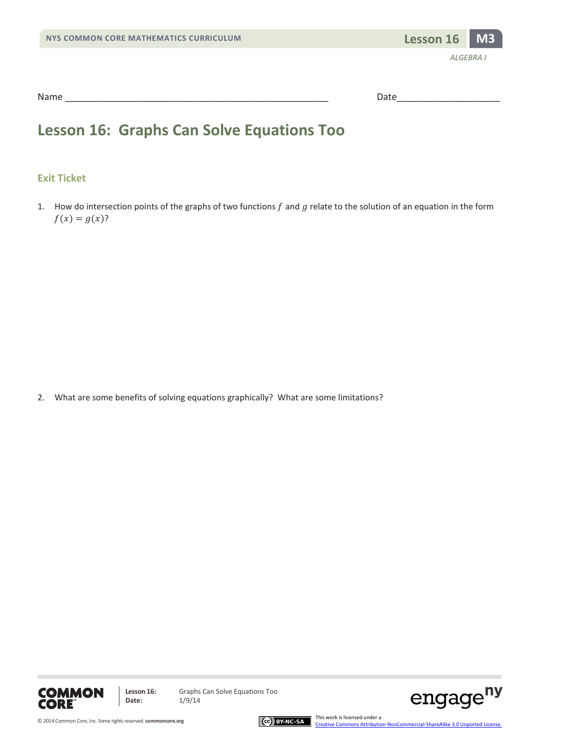Name ___________________________________________________ Date____________________

# Lesson 16: Graphs Can Solve Equations Too

## Exit Ticket

1. How do intersection points of the graphs of two functions $f$ and $g$ relate to the solution of an equation in the form $f(x) = g(x)$?

2. What are some benefits of solving equations graphically? What are some limitations?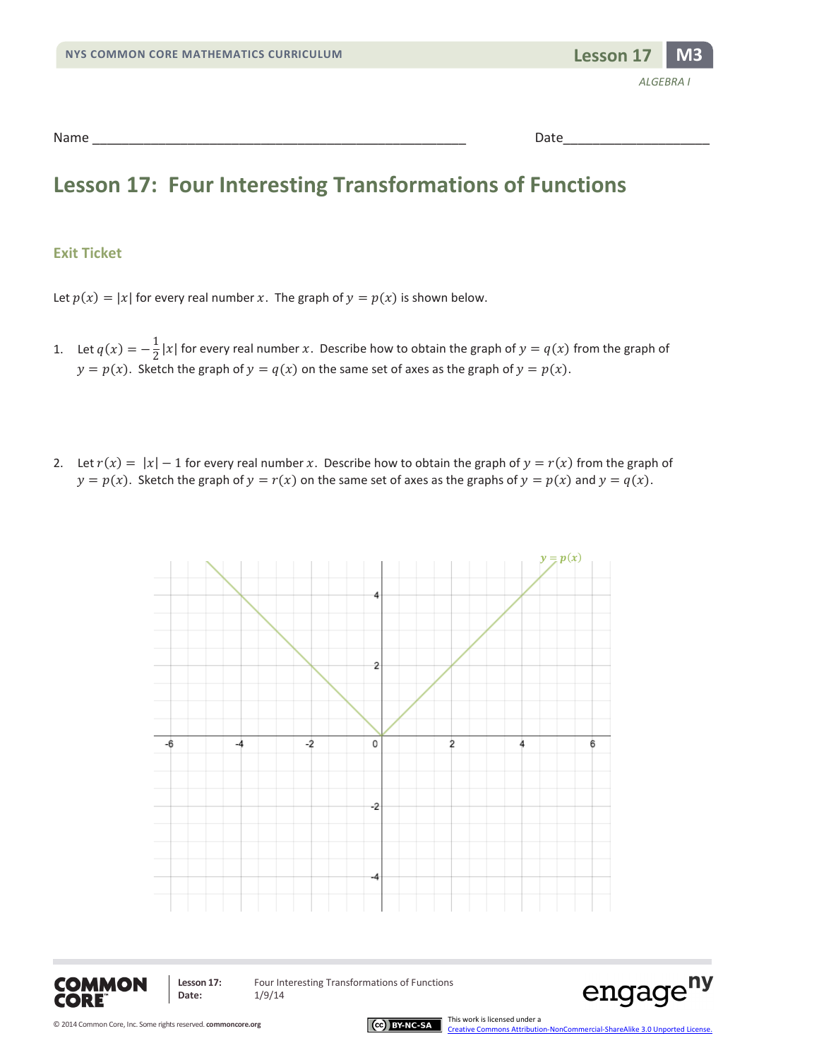Name ___________________________________________________ Date____________________

# Lesson 17: Four Interesting Transformations of Functions

## Exit Ticket

Let $p(x) = |x|$ for every real number $x$. The graph of $y = p(x)$ is shown below.

1. Let $q(x) = -\frac{1}{2}|x|$ for every real number $x$. Describe how to obtain the graph of $y = q(x)$ from the graph of $y = p(x)$. Sketch the graph of $y = q(x)$ on the same set of axes as the graph of $y = p(x)$.

2. Let $r(x) = |x| - 1$ for every real number $x$. Describe how to obtain the graph of $y = r(x)$ from the graph of $y = p(x)$. Sketch the graph of $y = r(x)$ on the same set of axes as the graphs of $y = p(x)$ and $y = q(x)$.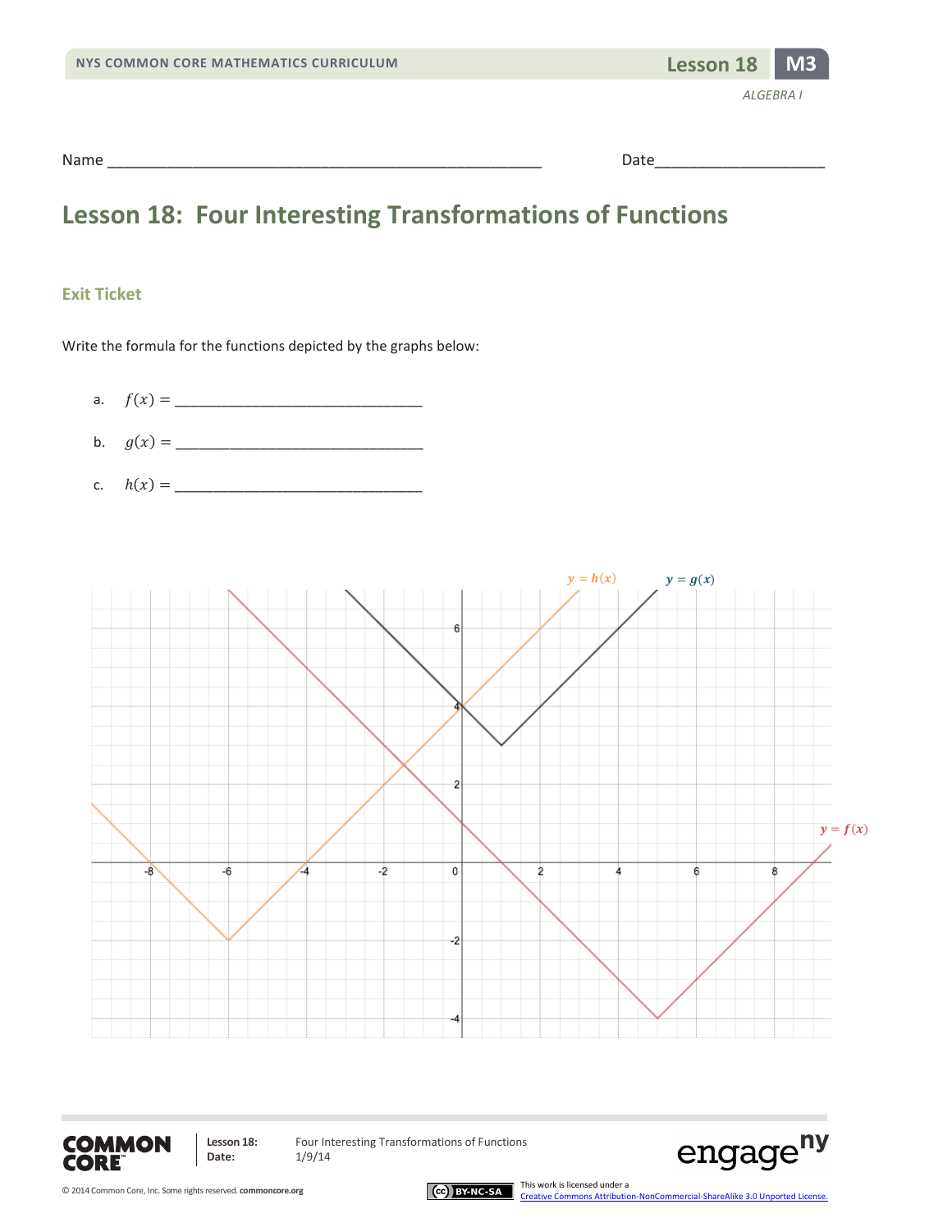Name ___________________________________________________ Date____________________

# Lesson 18: Four Interesting Transformations of Functions

## Exit Ticket

Write the formula for the functions depicted by the graphs below:

a. $f(x) =$ _______________________________

b. $g(x) =$ _______________________________

c. $h(x) =$ _______________________________

$y = h(x)$ $y = g(x)$ $y = f(x)$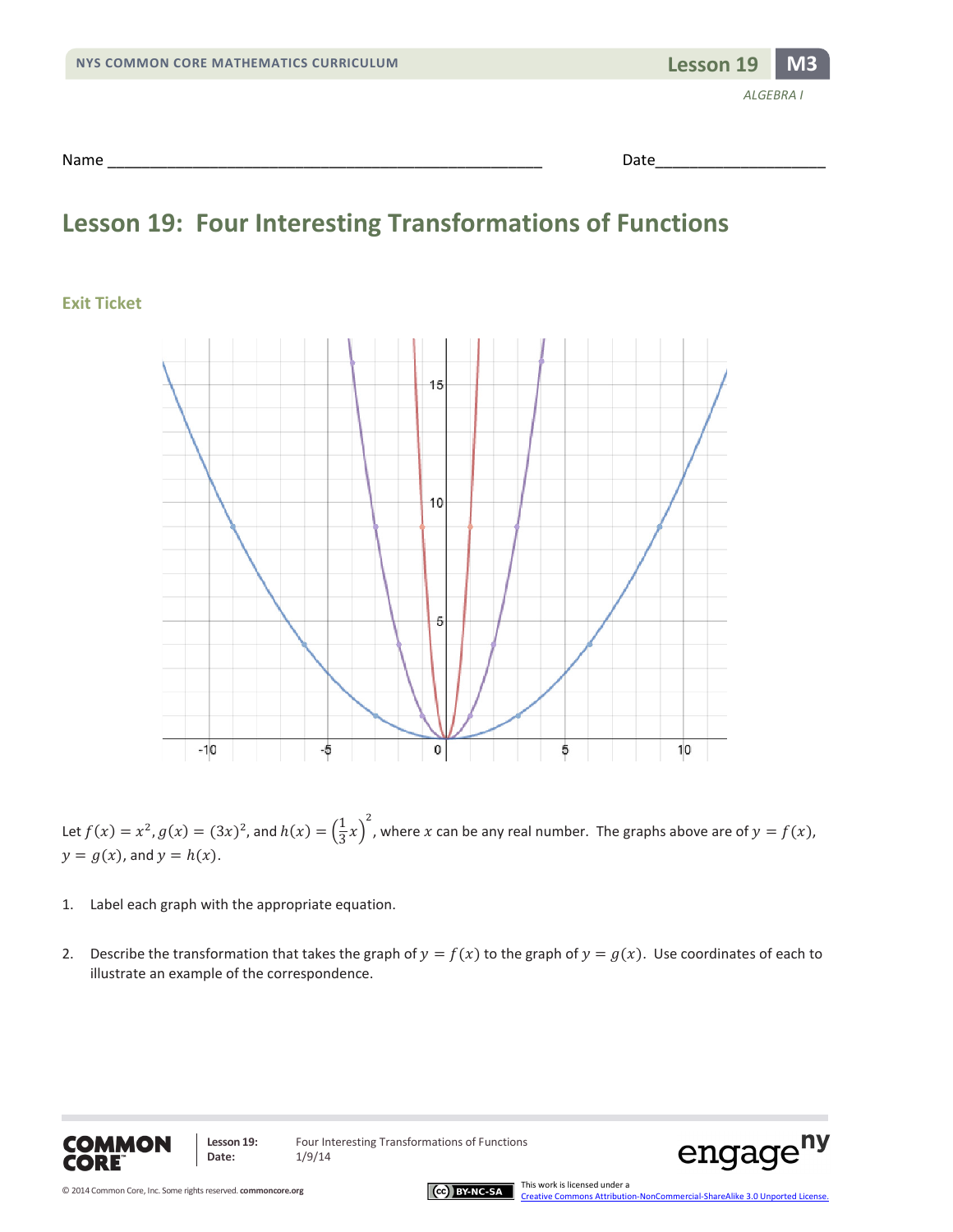Name ______________________________________________ Date ____________________

# Lesson 19: Four Interesting Transformations of Functions

## Exit Ticket

Let $f(x) = x^2$, $g(x) = (3x)^2$, and $h(x) = \left(\frac{1}{3}x\right)^2$, where $x$ can be any real number. The graphs above are of $y = f(x)$, $y = g(x)$, and $y = h(x)$.

1. Label each graph with the appropriate equation.

2. Describe the transformation that takes the graph of $y = f(x)$ to the graph of $y = g(x)$. Use coordinates of each to illustrate an example of the correspondence.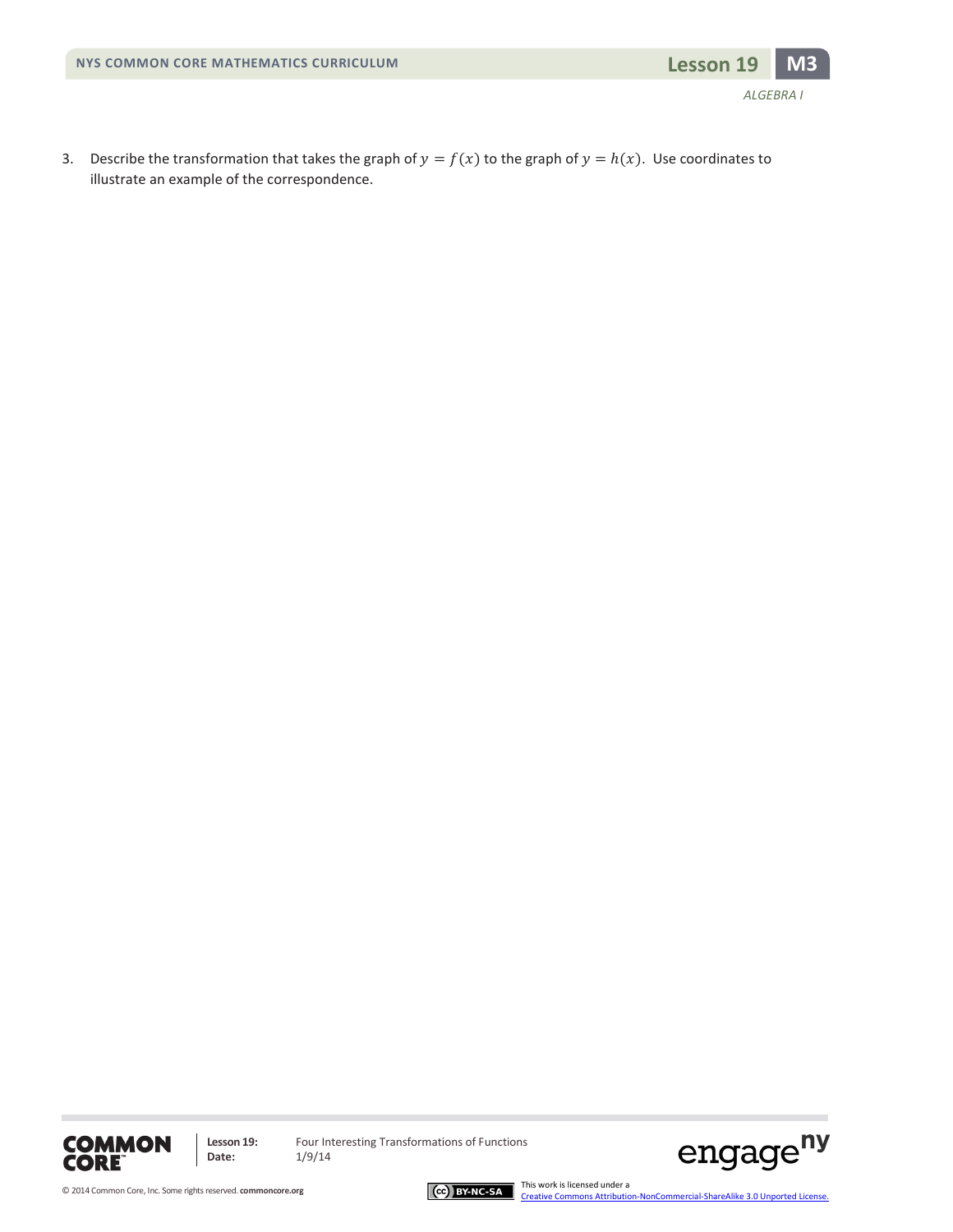3. Describe the transformation that takes the graph of $y = f(x)$ to the graph of $y = h(x)$. Use coordinates to illustrate an example of the correspondence.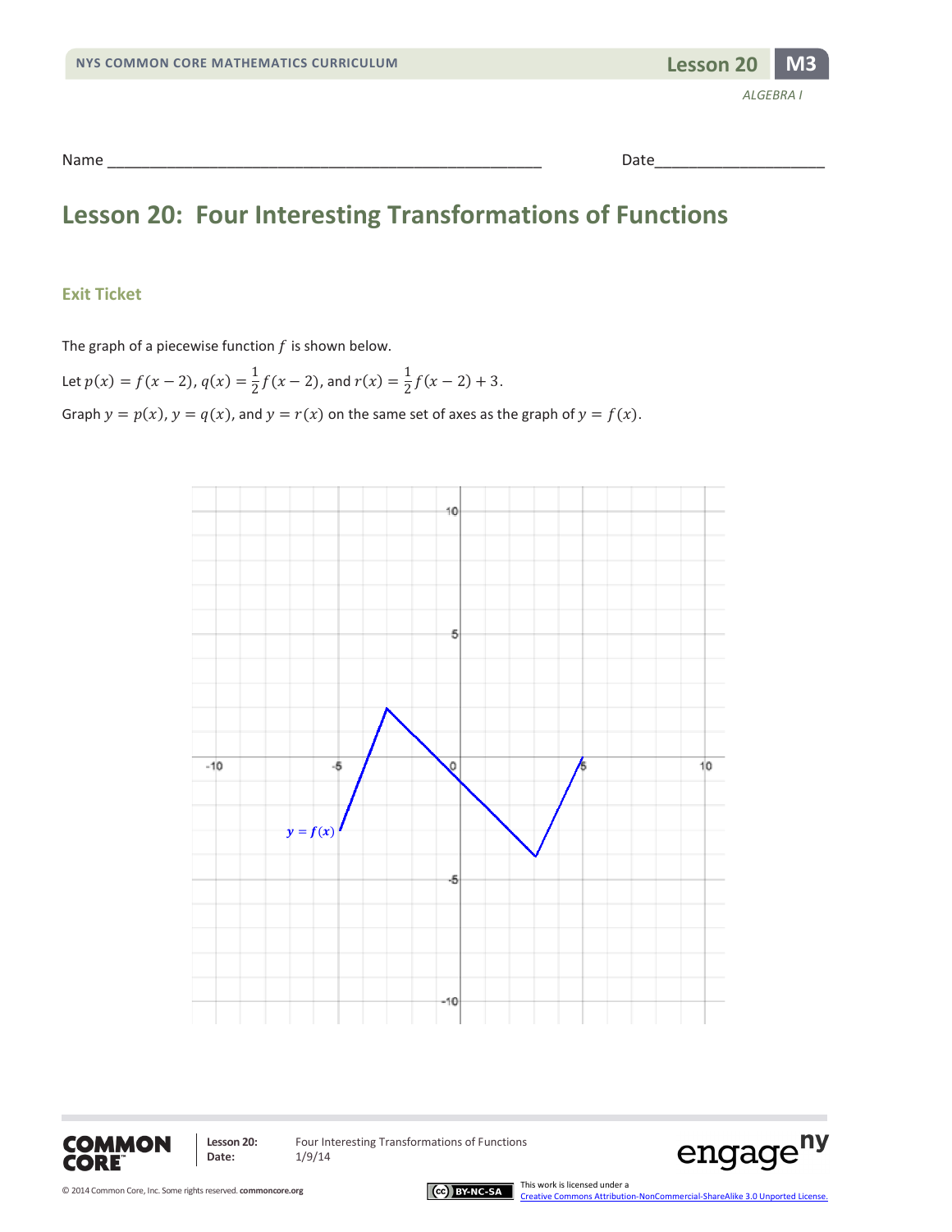Name ___________________________________________________ Date____________________

# Lesson 20: Four Interesting Transformations of Functions

## Exit Ticket

The graph of a piecewise function $f$ is shown below.

Let $p(x) = f(x-2)$, $q(x) = \frac{1}{2}f(x-2)$, and $r(x) = \frac{1}{2}f(x-2) + 3$.

Graph $y = p(x)$, $y = q(x)$, and $y = r(x)$ on the same set of axes as the graph of $y = f(x)$.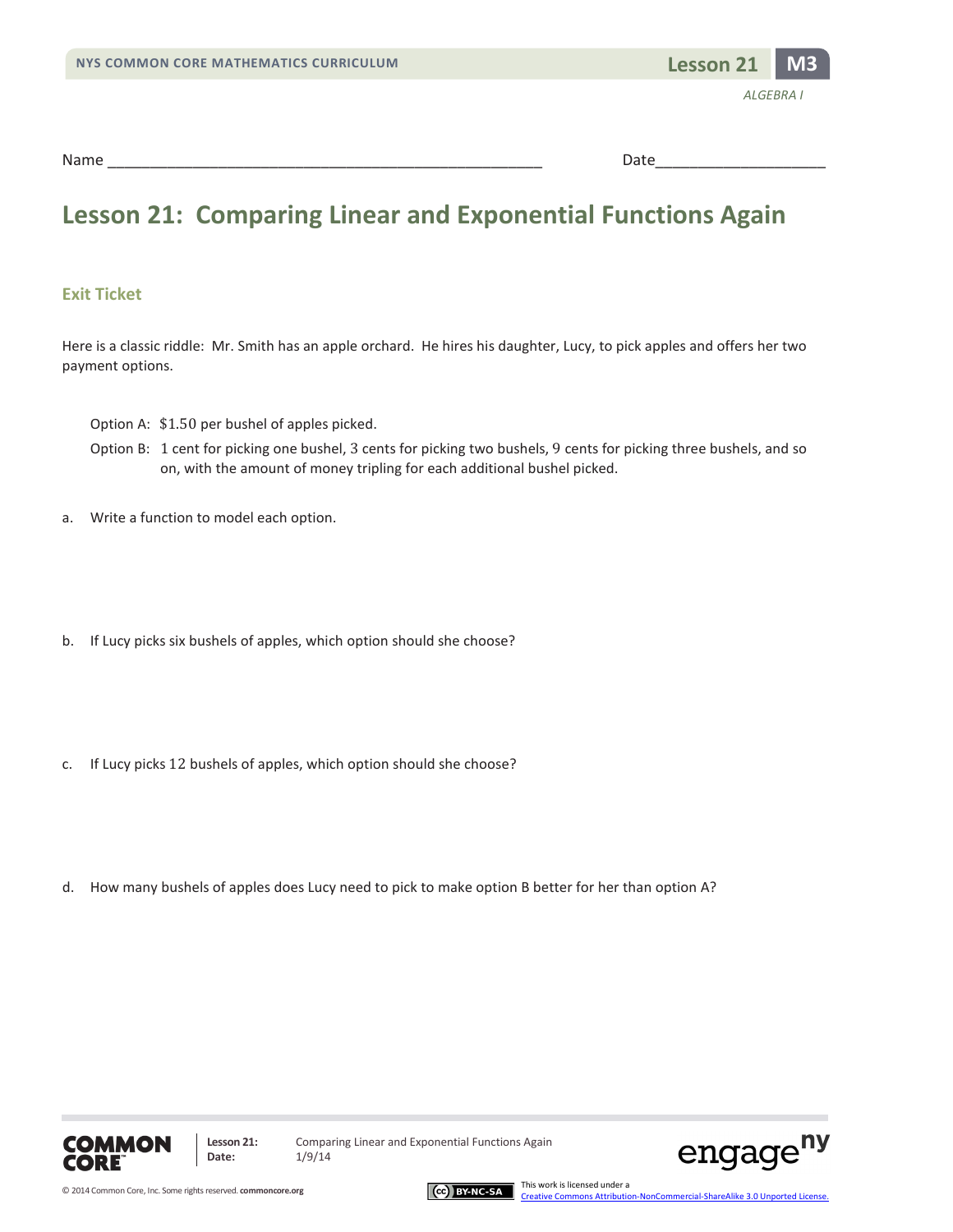Name ___________________________________________________ Date____________________

# Lesson 21: Comparing Linear and Exponential Functions Again

### Exit Ticket

Here is a classic riddle: Mr. Smith has an apple orchard. He hires his daughter, Lucy, to pick apples and offers her two payment options.

Option A: $\$1.50$ per bushel of apples picked.

Option B: $1$ cent for picking one bushel, $3$ cents for picking two bushels, $9$ cents for picking three bushels, and so on, with the amount of money tripling for each additional bushel picked.

a. Write a function to model each option.

b. If Lucy picks six bushels of apples, which option should she choose?

c. If Lucy picks $12$ bushels of apples, which option should she choose?

d. How many bushels of apples does Lucy need to pick to make option B better for her than option A?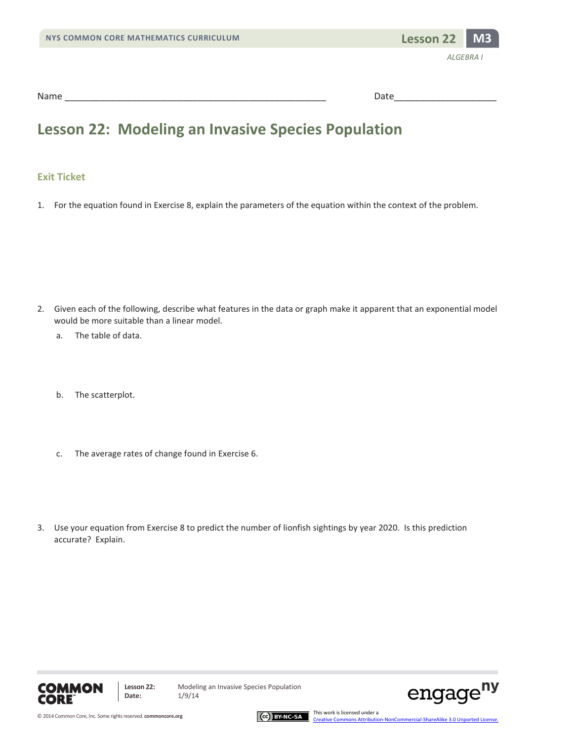Name ___________________________________________________ Date____________________

# Lesson 22: Modeling an Invasive Species Population

## Exit Ticket

1. For the equation found in Exercise 8, explain the parameters of the equation within the context of the problem.

2. Given each of the following, describe what features in the data or graph make it apparent that an exponential model would be more suitable than a linear model.

   a. The table of data.

   b. The scatterplot.

   c. The average rates of change found in Exercise 6.

3. Use your equation from Exercise 8 to predict the number of lionfish sightings by year 2020. Is this prediction accurate? Explain.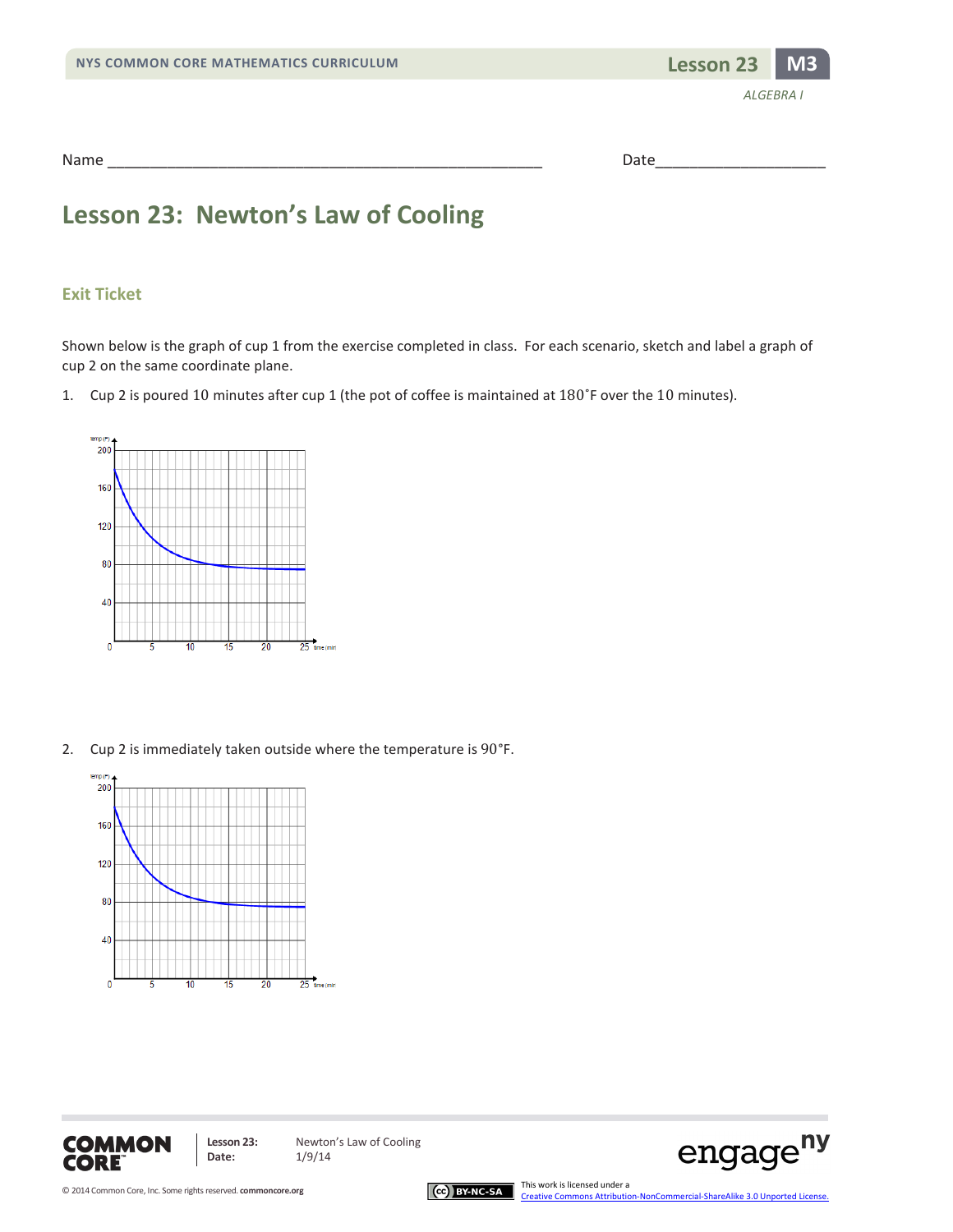Name ___________________________________________________ Date____________________

# Lesson 23: Newton's Law of Cooling

## Exit Ticket

Shown below is the graph of cup 1 from the exercise completed in class. For each scenario, sketch and label a graph of cup 2 on the same coordinate plane.

1. Cup 2 is poured 10 minutes after cup 1 (the pot of coffee is maintained at 180˚F over the 10 minutes).

2. Cup 2 is immediately taken outside where the temperature is 90°F.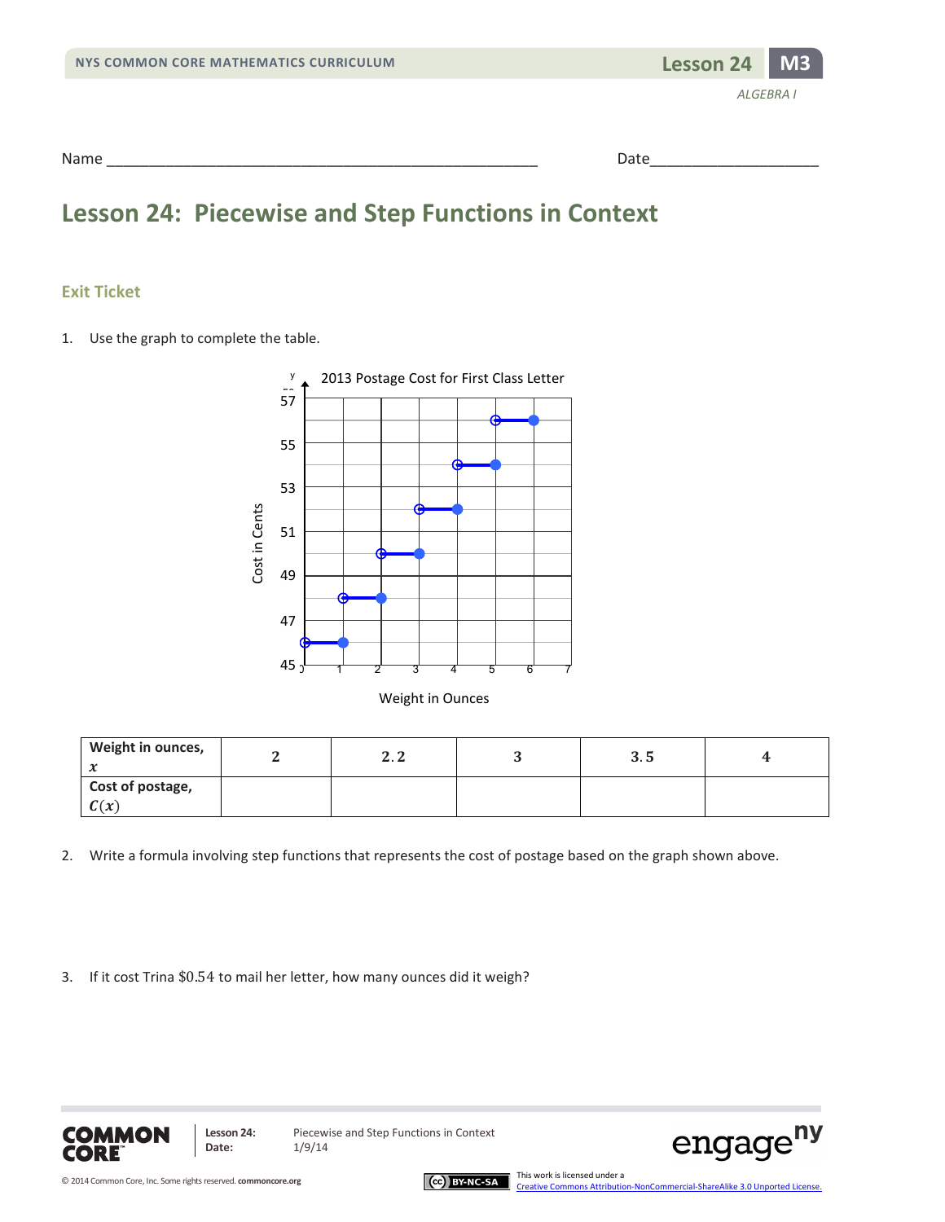Name ___________________________________________________ Date___________________

# Lesson 24: Piecewise and Step Functions in Context

## Exit Ticket

1. Use the graph to complete the table.

2013 Postage Cost for First Class Letter

| Weight in ounces, $x$ | $2$ | $2.2$ | $3$ | $3.5$ | $4$ |
|---|---|---|---|---|---|
| Cost of postage, $C(x)$ | | | | | |

2. Write a formula involving step functions that represents the cost of postage based on the graph shown above.

3. If it cost Trina $\$0.54$ to mail her letter, how many ounces did it weigh?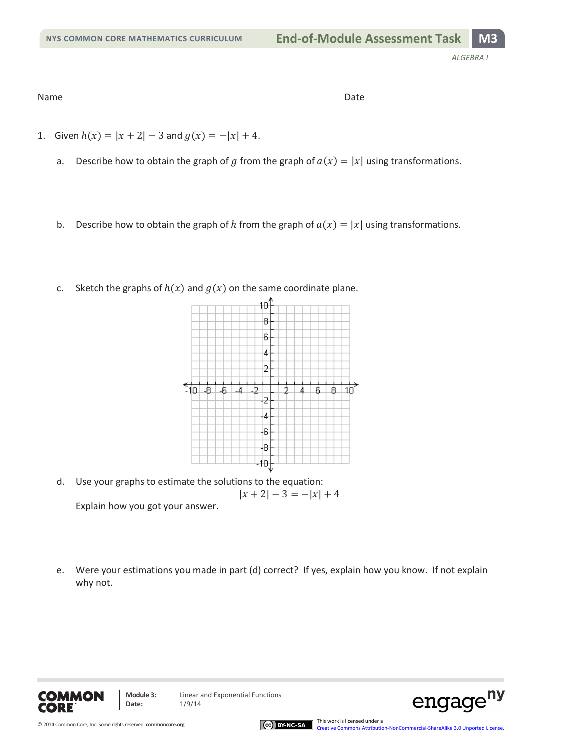Name ______________________________ Date ____________

1. Given $h(x) = |x + 2| - 3$ and $g(x) = -|x| + 4$.

   a. Describe how to obtain the graph of $g$ from the graph of $a(x) = |x|$ using transformations.

   b. Describe how to obtain the graph of $h$ from the graph of $a(x) = |x|$ using transformations.

   c. Sketch the graphs of $h(x)$ and $g(x)$ on the same coordinate plane.

   d. Use your graphs to estimate the solutions to the equation:
   $$|x + 2| - 3 = -|x| + 4$$
   Explain how you got your answer.

   e. Were your estimations you made in part (d) correct? If yes, explain how you know. If not explain why not.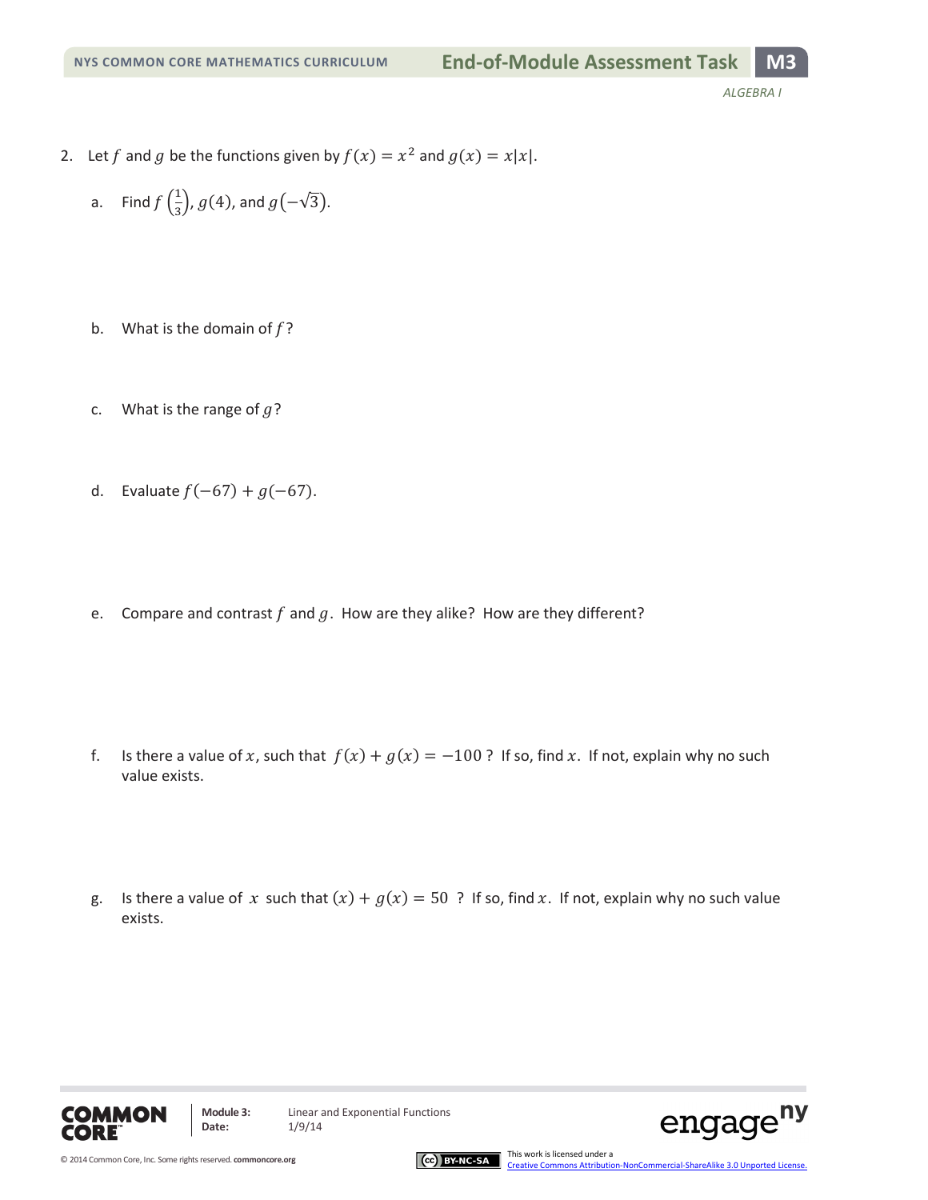2. Let $f$ and $g$ be the functions given by $f(x) = x^2$ and $g(x) = x|x|$.

   a. Find $f\left(\frac{1}{3}\right)$, $g(4)$, and $g\left(-\sqrt{3}\right)$.

   b. What is the domain of $f$?

   c. What is the range of $g$?

   d. Evaluate $f(-67) + g(-67)$.

   e. Compare and contrast $f$ and $g$. How are they alike? How are they different?

   f. Is there a value of $x$, such that $f(x) + g(x) = -100$? If so, find $x$. If not, explain why no such value exists.

   g. Is there a value of $x$ such that $(x) + g(x) = 50$ ? If so, find $x$. If not, explain why no such value exists.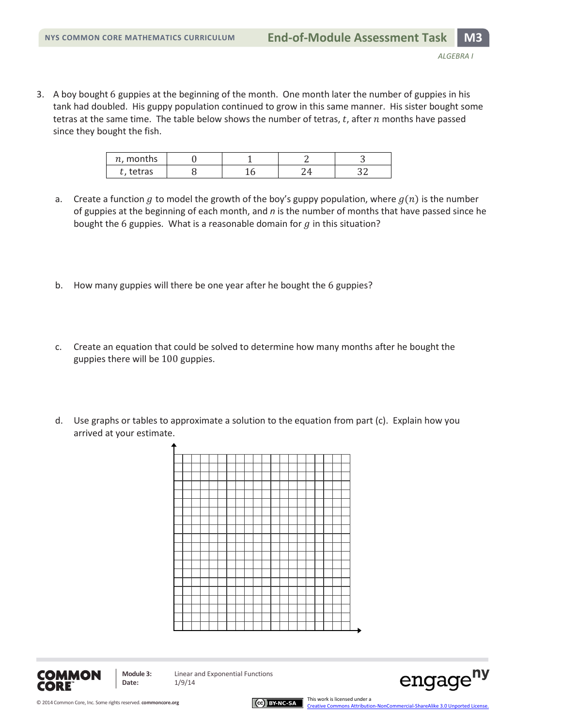3. A boy bought 6 guppies at the beginning of the month. One month later the number of guppies in his tank had doubled. His guppy population continued to grow in this same manner. His sister bought some tetras at the same time. The table below shows the number of tetras, $t$, after $n$ months have passed since they bought the fish.

| $n$, months | 0 | 1 | 2 | 3 |
|---|---|---|---|---|
| $t$, tetras | 8 | 16 | 24 | 32 |

   a. Create a function $g$ to model the growth of the boy's guppy population, where $g(n)$ is the number of guppies at the beginning of each month, and $n$ is the number of months that have passed since he bought the 6 guppies. What is a reasonable domain for $g$ in this situation?

   b. How many guppies will there be one year after he bought the 6 guppies?

   c. Create an equation that could be solved to determine how many months after he bought the guppies there will be 100 guppies.

   d. Use graphs or tables to approximate a solution to the equation from part (c). Explain how you arrived at your estimate.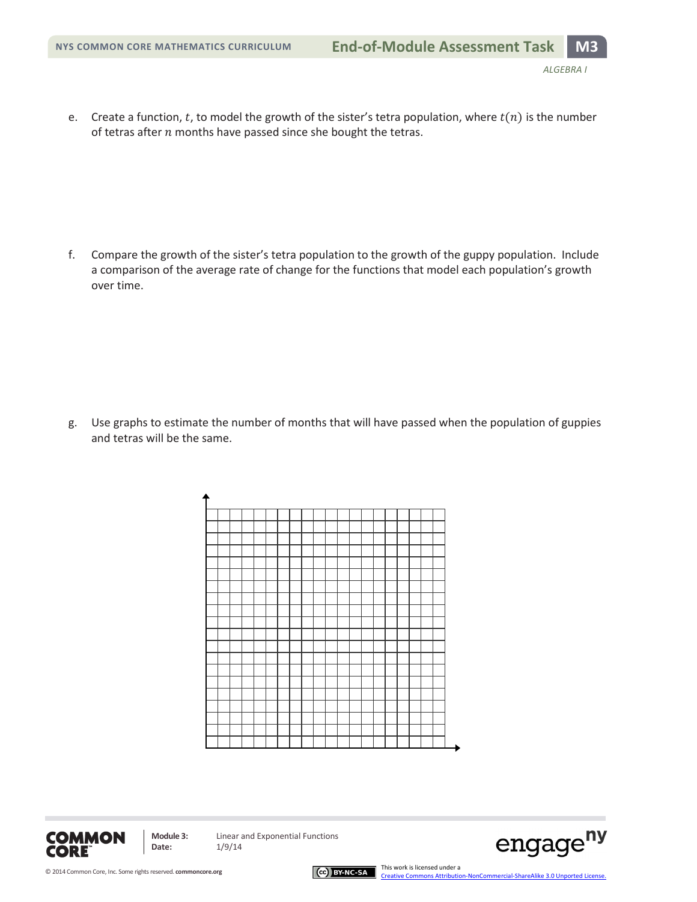e. Create a function, $t$, to model the growth of the sister's tetra population, where $t(n)$ is the number of tetras after $n$ months have passed since she bought the tetras.

f. Compare the growth of the sister's tetra population to the growth of the guppy population. Include a comparison of the average rate of change for the functions that model each population's growth over time.

g. Use graphs to estimate the number of months that will have passed when the population of guppies and tetras will be the same.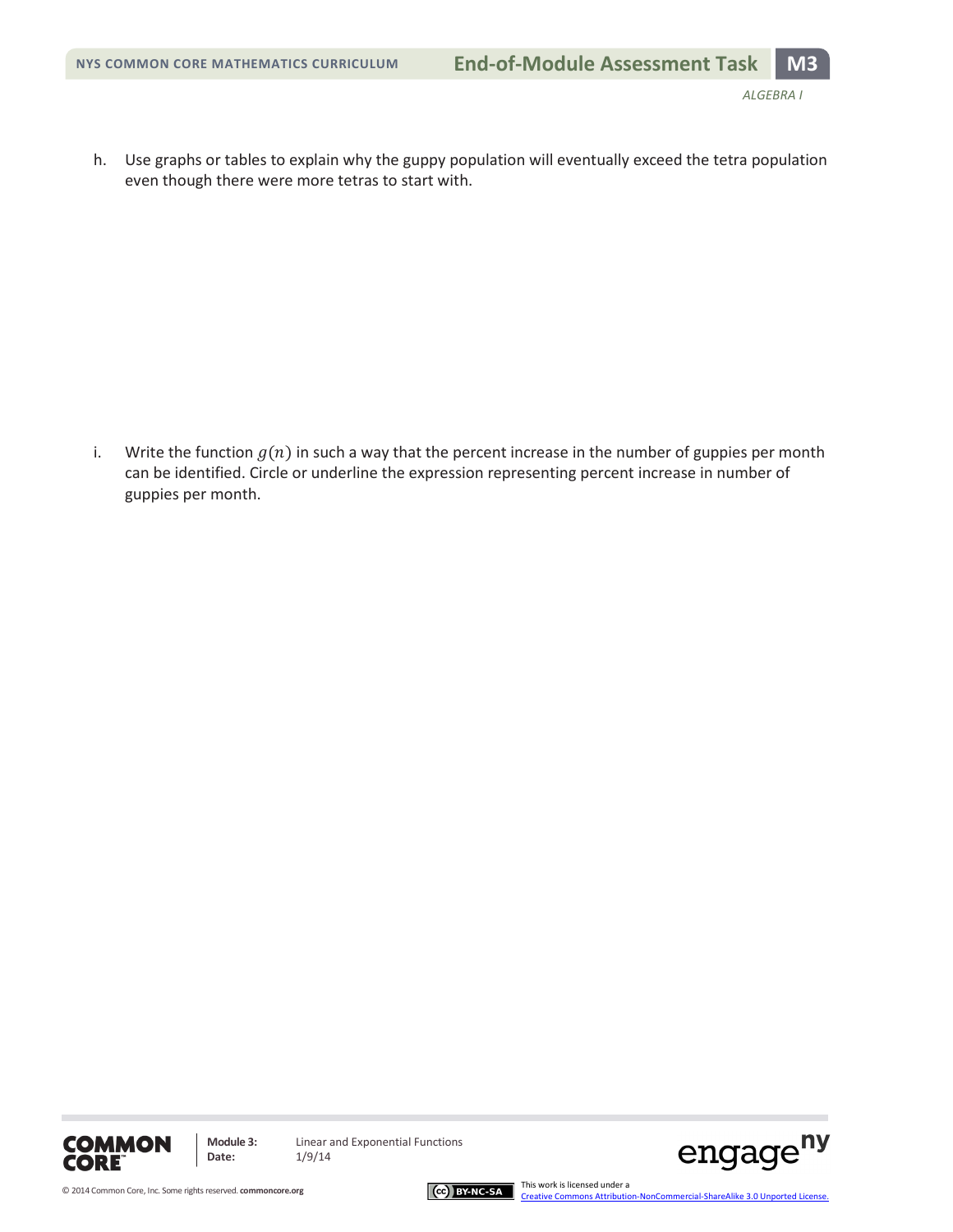h. Use graphs or tables to explain why the guppy population will eventually exceed the tetra population even though there were more tetras to start with.

i. Write the function $g(n)$ in such a way that the percent increase in the number of guppies per month can be identified. Circle or underline the expression representing percent increase in number of guppies per month.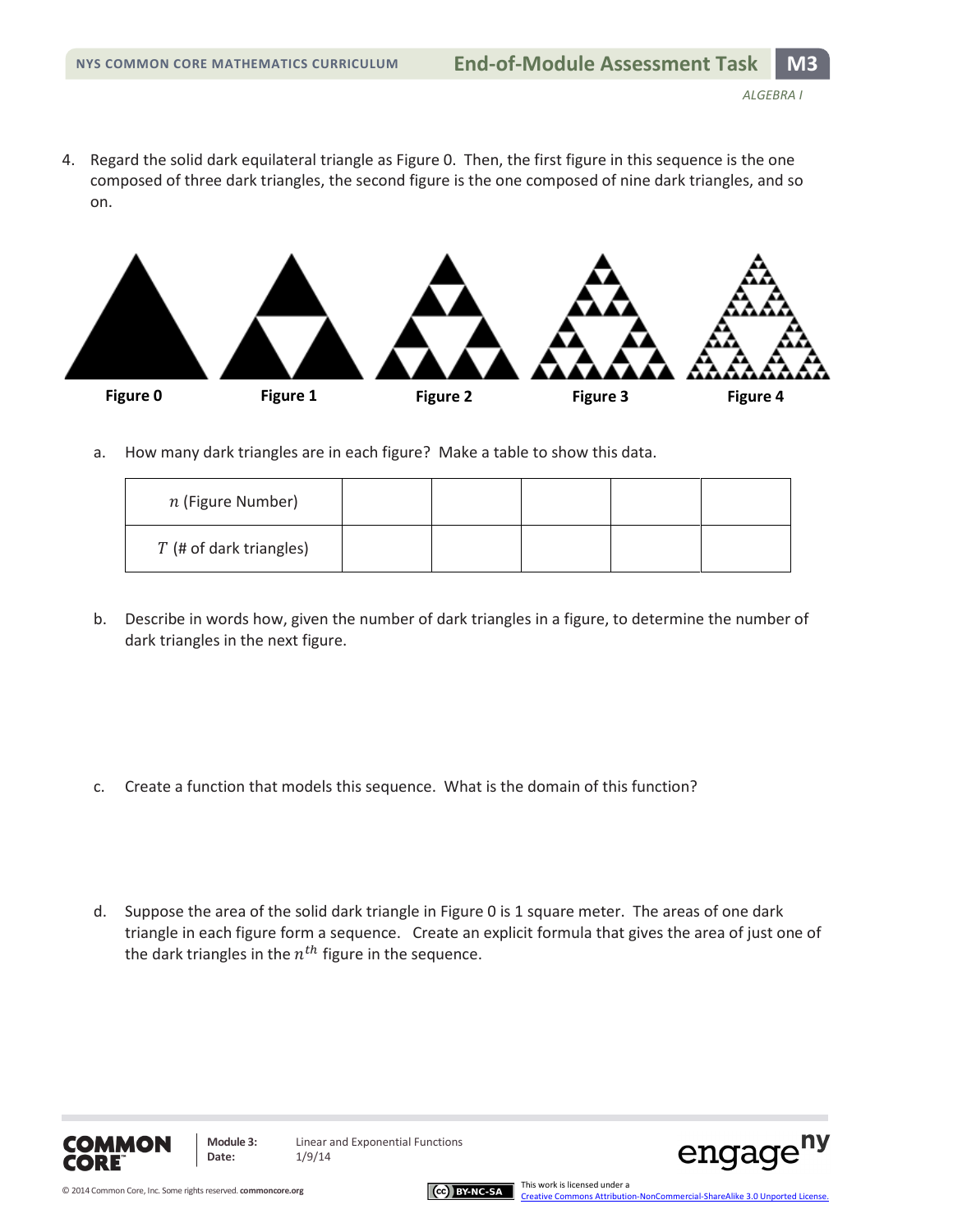4. Regard the solid dark equilateral triangle as Figure 0. Then, the first figure in this sequence is the one composed of three dark triangles, the second figure is the one composed of nine dark triangles, and so on.

Figure 0 Figure 1 Figure 2 Figure 3 Figure 4

a. How many dark triangles are in each figure? Make a table to show this data.

| $n$ (Figure Number) | | | | | |
|---|---|---|---|---|---|
| $T$ (# of dark triangles) | | | | | |

b. Describe in words how, given the number of dark triangles in a figure, to determine the number of dark triangles in the next figure.

c. Create a function that models this sequence. What is the domain of this function?

d. Suppose the area of the solid dark triangle in Figure 0 is 1 square meter. The areas of one dark triangle in each figure form a sequence. Create an explicit formula that gives the area of just one of the dark triangles in the $n^{th}$ figure in the sequence.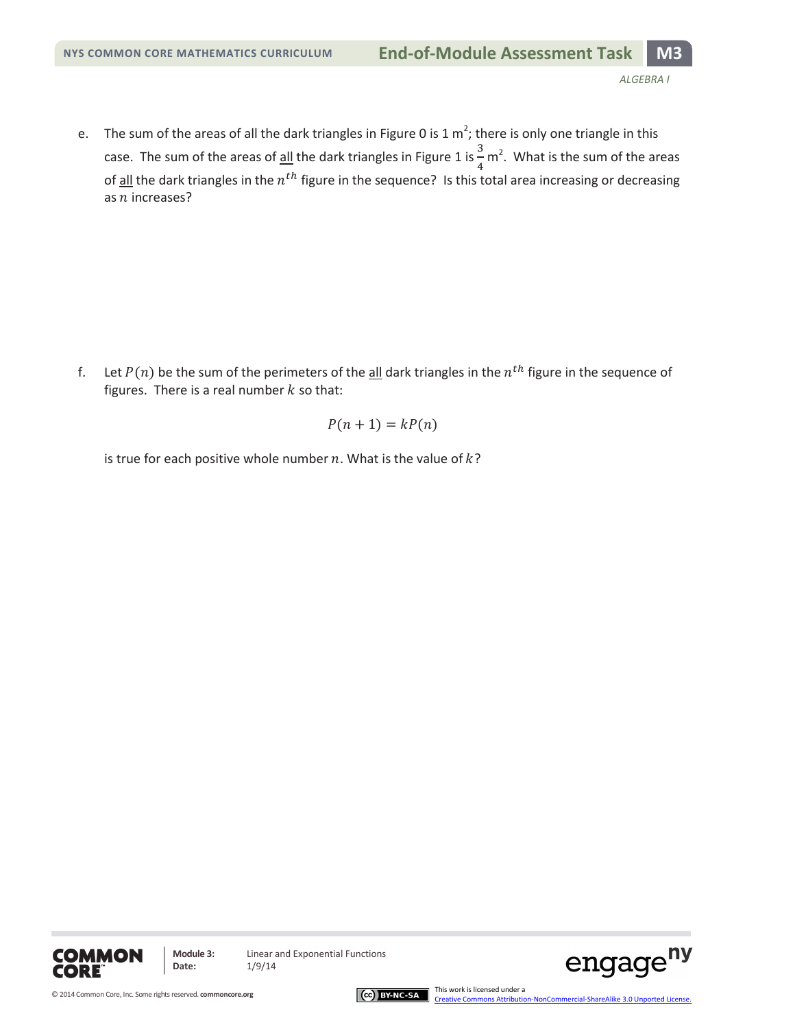e. The sum of the areas of all the dark triangles in Figure 0 is 1 $m^2$; there is only one triangle in this case. The sum of the areas of all the dark triangles in Figure 1 is $\frac{3}{4}$ $m^2$. What is the sum of the areas of all the dark triangles in the $n^{th}$ figure in the sequence? Is this total area increasing or decreasing as $n$ increases?

f. Let $P(n)$ be the sum of the perimeters of the all dark triangles in the $n^{th}$ figure in the sequence of figures. There is a real number $k$ so that:

$$P(n+1) = kP(n)$$

is true for each positive whole number $n$. What is the value of $k$?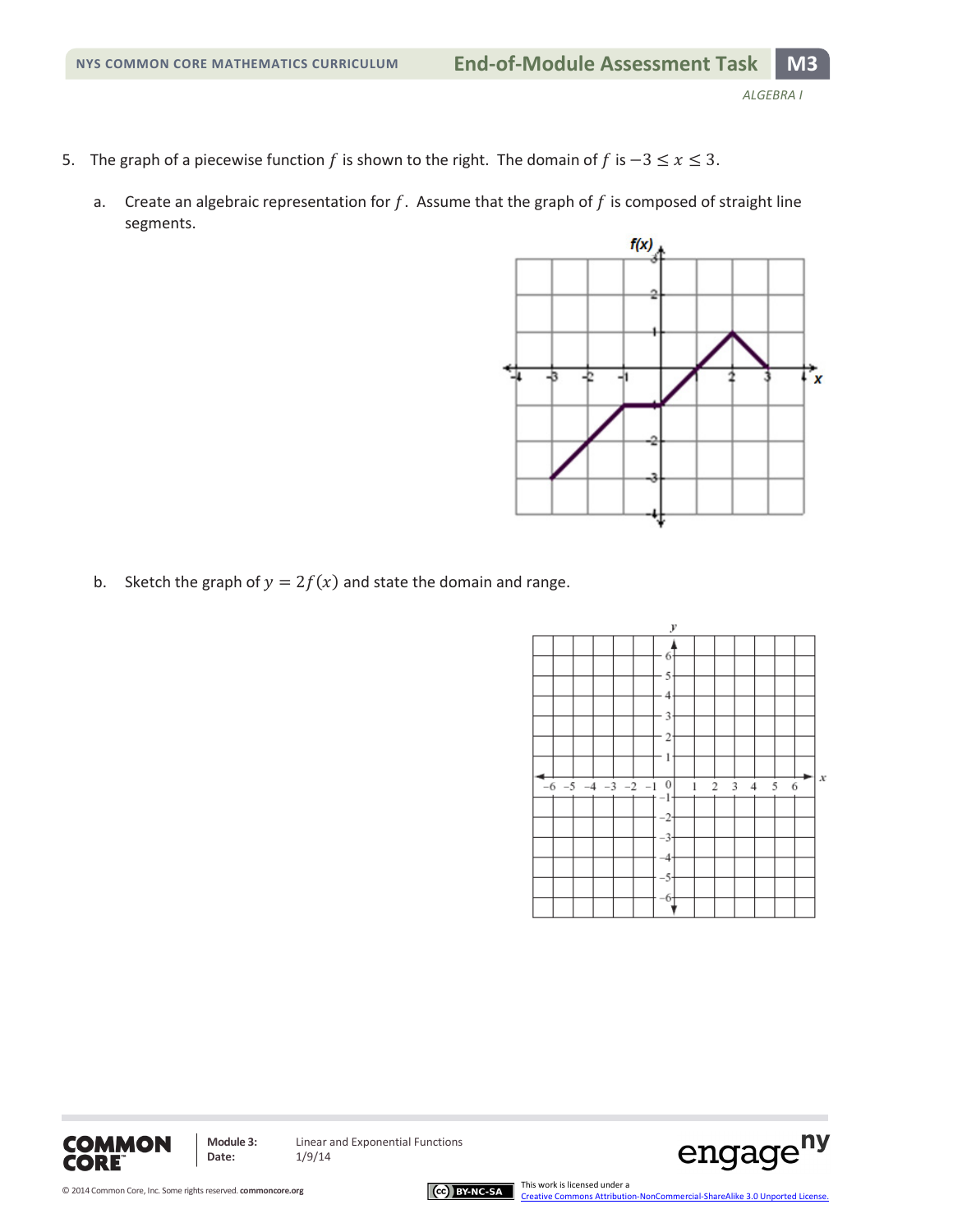5. The graph of a piecewise function $f$ is shown to the right. The domain of $f$ is $-3 \leq x \leq 3$.

   a. Create an algebraic representation for $f$. Assume that the graph of $f$ is composed of straight line segments.

   b. Sketch the graph of $y = 2f(x)$ and state the domain and range.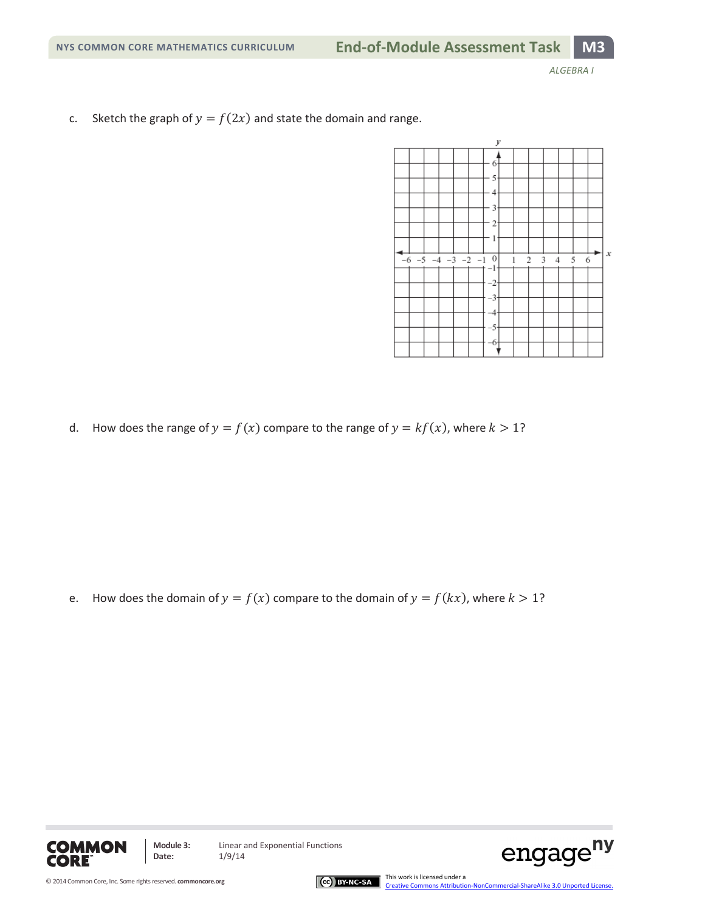c. Sketch the graph of $y = f(2x)$ and state the domain and range.

y

x

6
5
4
3
2
1
−6 −5 −4 −3 −2 −1 0 1 2 3 4 5 6
−1
−2
−3
−4
−5
−6

d. How does the range of $y = f(x)$ compare to the range of $y = kf(x)$, where $k > 1$?

e. How does the domain of $y = f(x)$ compare to the domain of $y = f(kx)$, where $k > 1$?